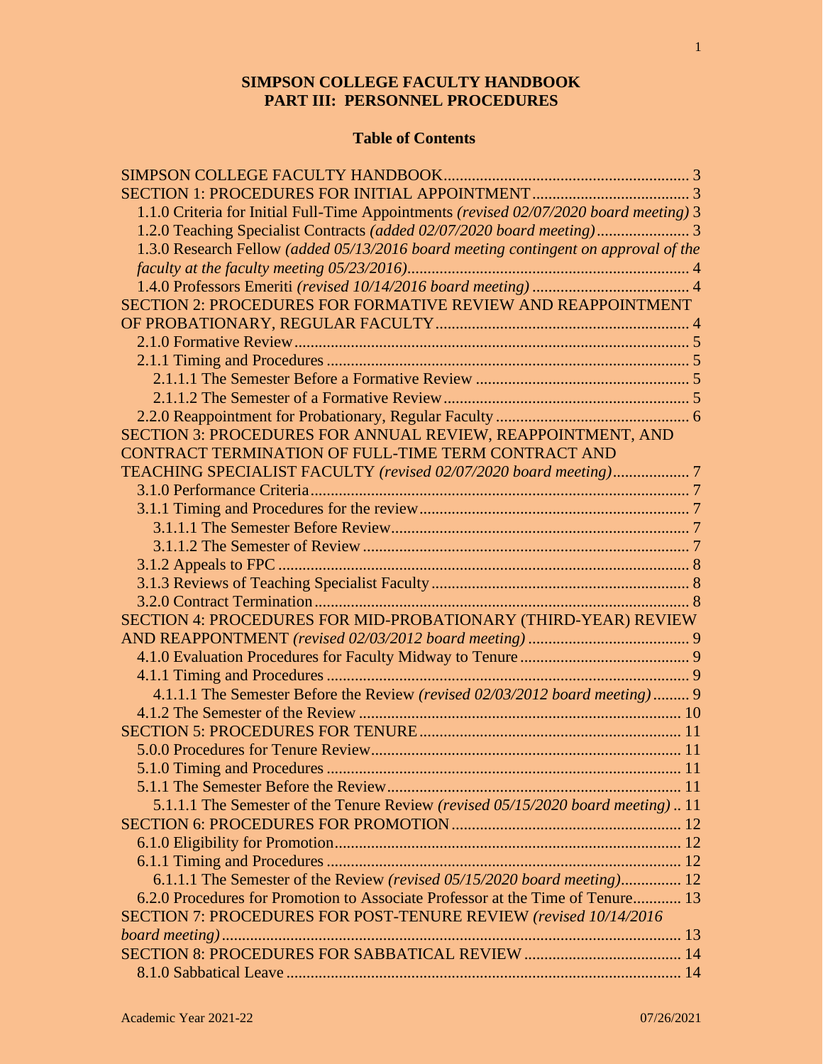# SIMPSON COLLEGE FACULTY HANDBOOK
# PART III: PERSONNEL PROCEDURES

## Table of Contents

SIMPSON COLLEGE FACULTY HANDBOOK ..... 3
SECTION 1: PROCEDURES FOR INITIAL APPOINTMENT ..... 3
- 1.1.0 Criteria for Initial Full-Time Appointments *(revised 02/07/2020 board meeting)* 3
- 1.2.0 Teaching Specialist Contracts *(added 02/07/2020 board meeting)* ..... 3
- 1.3.0 Research Fellow *(added 05/13/2016 board meeting contingent on approval of the faculty at the faculty meeting 05/23/2016)* ..... 4
- 1.4.0 Professors Emeriti *(revised 10/14/2016 board meeting)* ..... 4

SECTION 2: PROCEDURES FOR FORMATIVE REVIEW AND REAPPOINTMENT OF PROBATIONARY, REGULAR FACULTY ..... 4
- 2.1.0 Formative Review ..... 5
- 2.1.1 Timing and Procedures ..... 5
  - 2.1.1.1 The Semester Before a Formative Review ..... 5
  - 2.1.1.2 The Semester of a Formative Review ..... 5
- 2.2.0 Reappointment for Probationary, Regular Faculty ..... 6

SECTION 3: PROCEDURES FOR ANNUAL REVIEW, REAPPOINTMENT, AND CONTRACT TERMINATION OF FULL-TIME TERM CONTRACT AND TEACHING SPECIALIST FACULTY *(revised 02/07/2020 board meeting)* ..... 7
- 3.1.0 Performance Criteria ..... 7
- 3.1.1 Timing and Procedures for the review ..... 7
  - 3.1.1.1 The Semester Before Review ..... 7
  - 3.1.1.2 The Semester of Review ..... 7
- 3.1.2 Appeals to FPC ..... 8
- 3.1.3 Reviews of Teaching Specialist Faculty ..... 8
- 3.2.0 Contract Termination ..... 8

SECTION 4: PROCEDURES FOR MID-PROBATIONARY (THIRD-YEAR) REVIEW AND REAPPONTMENT *(revised 02/03/2012 board meeting)* ..... 9
- 4.1.0 Evaluation Procedures for Faculty Midway to Tenure ..... 9
- 4.1.1 Timing and Procedures ..... 9
  - 4.1.1.1 The Semester Before the Review *(revised 02/03/2012 board meeting)* ..... 9
- 4.1.2 The Semester of the Review ..... 10

SECTION 5: PROCEDURES FOR TENURE ..... 11
- 5.0.0 Procedures for Tenure Review ..... 11
- 5.1.0 Timing and Procedures ..... 11
- 5.1.1 The Semester Before the Review ..... 11
  - 5.1.1.1 The Semester of the Tenure Review *(revised 05/15/2020 board meeting)* .. 11

SECTION 6: PROCEDURES FOR PROMOTION ..... 12
- 6.1.0 Eligibility for Promotion ..... 12
- 6.1.1 Timing and Procedures ..... 12
  - 6.1.1.1 The Semester of the Review *(revised 05/15/2020 board meeting)* ..... 12
- 6.2.0 Procedures for Promotion to Associate Professor at the Time of Tenure ..... 13

SECTION 7: PROCEDURES FOR POST-TENURE REVIEW *(revised 10/14/2016 board meeting)* ..... 13

SECTION 8: PROCEDURES FOR SABBATICAL REVIEW ..... 14
- 8.1.0 Sabbatical Leave ..... 14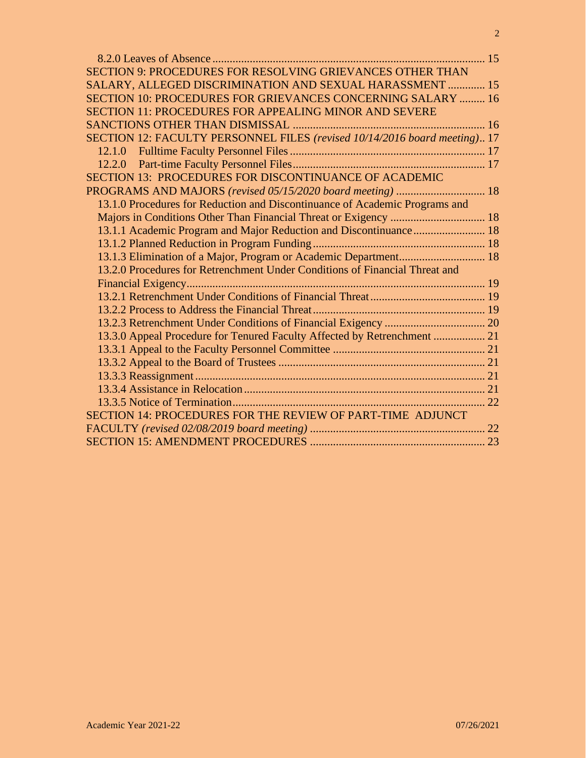8.2.0 Leaves of Absence ............................................................................................. 15
SECTION 9: PROCEDURES FOR RESOLVING GRIEVANCES OTHER THAN SALARY, ALLEGED DISCRIMINATION AND SEXUAL HARASSMENT ............. 15
SECTION 10: PROCEDURES FOR GRIEVANCES CONCERNING SALARY ......... 16
SECTION 11: PROCEDURES FOR APPEALING MINOR AND SEVERE SANCTIONS OTHER THAN DISMISSAL .................................................................. 16
SECTION 12: FACULTY PERSONNEL FILES *(revised 10/14/2016 board meeting)*.. 17
12.1.0 Fulltime Faculty Personnel Files ................................................................... 17
12.2.0 Part-time Faculty Personnel Files.................................................................. 17
SECTION 13: PROCEDURES FOR DISCONTINUANCE OF ACADEMIC PROGRAMS AND MAJORS *(revised 05/15/2020 board meeting)* ............................... 18
13.1.0 Procedures for Reduction and Discontinuance of Academic Programs and Majors in Conditions Other Than Financial Threat or Exigency ................................. 18
13.1.1 Academic Program and Major Reduction and Discontinuance......................... 18
13.1.2 Planned Reduction in Program Funding........................................................... 18
13.1.3 Elimination of a Major, Program or Academic Department.............................. 18
13.2.0 Procedures for Retrenchment Under Conditions of Financial Threat and Financial Exigency...................................................................................................... 19
13.2.1 Retrenchment Under Conditions of Financial Threat........................................ 19
13.2.2 Process to Address the Financial Threat........................................................... 19
13.2.3 Retrenchment Under Conditions of Financial Exigency ................................... 20
13.3.0 Appeal Procedure for Tenured Faculty Affected by Retrenchment .................. 21
13.3.1 Appeal to the Faculty Personnel Committee ..................................................... 21
13.3.2 Appeal to the Board of Trustees ........................................................................ 21
13.3.3 Reassignment..................................................................................................... 21
13.3.4 Assistance in Relocation.................................................................................... 21
13.3.5 Notice of Termination........................................................................................ 22
SECTION 14: PROCEDURES FOR THE REVIEW OF PART-TIME ADJUNCT FACULTY *(revised 02/08/2019 board meeting)* ............................................................. 22
SECTION 15: AMENDMENT PROCEDURES ............................................................ 23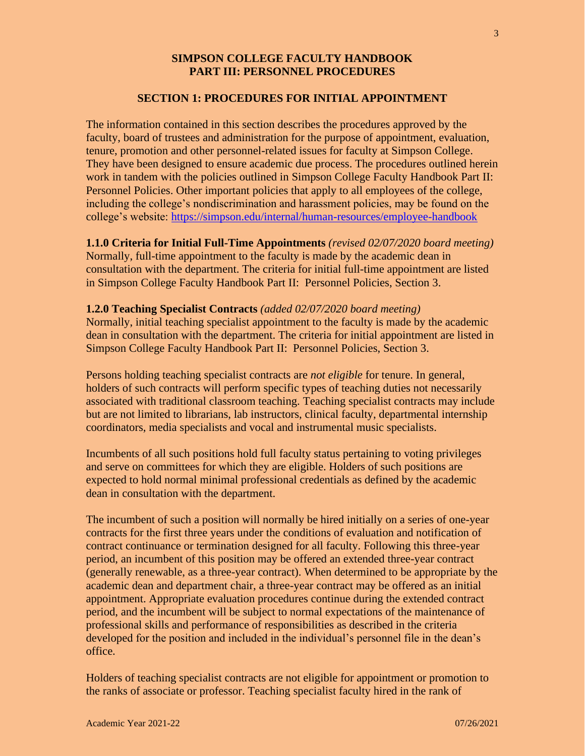# SIMPSON COLLEGE FACULTY HANDBOOK
# PART III: PERSONNEL PROCEDURES

## SECTION 1: PROCEDURES FOR INITIAL APPOINTMENT

The information contained in this section describes the procedures approved by the faculty, board of trustees and administration for the purpose of appointment, evaluation, tenure, promotion and other personnel-related issues for faculty at Simpson College. They have been designed to ensure academic due process. The procedures outlined herein work in tandem with the policies outlined in Simpson College Faculty Handbook Part II: Personnel Policies. Other important policies that apply to all employees of the college, including the college's nondiscrimination and harassment policies, may be found on the college's website: [https://simpson.edu/internal/human-resources/employee-handbook](https://simpson.edu/internal/human-resources/employee-handbook)

**1.1.0 Criteria for Initial Full-Time Appointments** *(revised 02/07/2020 board meeting)*
Normally, full-time appointment to the faculty is made by the academic dean in consultation with the department. The criteria for initial full-time appointment are listed in Simpson College Faculty Handbook Part II: Personnel Policies, Section 3.

**1.2.0 Teaching Specialist Contracts** *(added 02/07/2020 board meeting)*
Normally, initial teaching specialist appointment to the faculty is made by the academic dean in consultation with the department. The criteria for initial appointment are listed in Simpson College Faculty Handbook Part II: Personnel Policies, Section 3.

Persons holding teaching specialist contracts are *not eligible* for tenure. In general, holders of such contracts will perform specific types of teaching duties not necessarily associated with traditional classroom teaching. Teaching specialist contracts may include but are not limited to librarians, lab instructors, clinical faculty, departmental internship coordinators, media specialists and vocal and instrumental music specialists.

Incumbents of all such positions hold full faculty status pertaining to voting privileges and serve on committees for which they are eligible. Holders of such positions are expected to hold normal minimal professional credentials as defined by the academic dean in consultation with the department.

The incumbent of such a position will normally be hired initially on a series of one-year contracts for the first three years under the conditions of evaluation and notification of contract continuance or termination designed for all faculty. Following this three-year period, an incumbent of this position may be offered an extended three-year contract (generally renewable, as a three-year contract). When determined to be appropriate by the academic dean and department chair, a three-year contract may be offered as an initial appointment. Appropriate evaluation procedures continue during the extended contract period, and the incumbent will be subject to normal expectations of the maintenance of professional skills and performance of responsibilities as described in the criteria developed for the position and included in the individual's personnel file in the dean's office.

Holders of teaching specialist contracts are not eligible for appointment or promotion to the ranks of associate or professor. Teaching specialist faculty hired in the rank of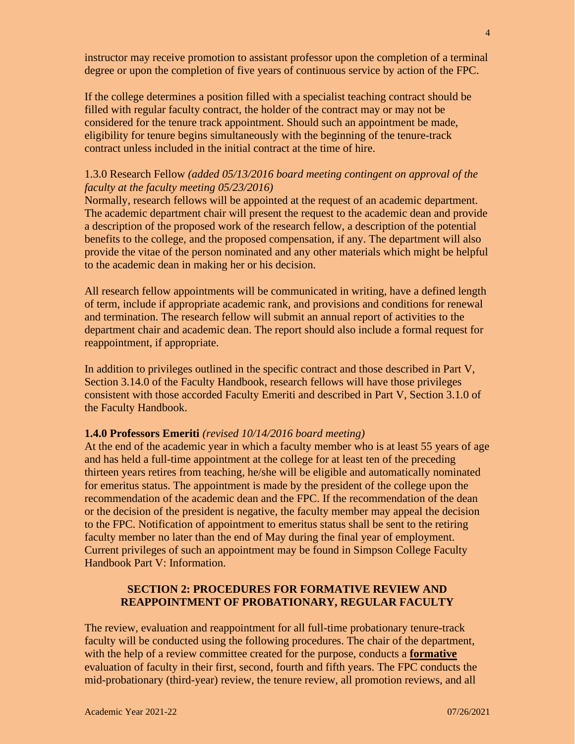instructor may receive promotion to assistant professor upon the completion of a terminal degree or upon the completion of five years of continuous service by action of the FPC.

If the college determines a position filled with a specialist teaching contract should be filled with regular faculty contract, the holder of the contract may or may not be considered for the tenure track appointment. Should such an appointment be made, eligibility for tenure begins simultaneously with the beginning of the tenure-track contract unless included in the initial contract at the time of hire.

1.3.0 Research Fellow *(added 05/13/2016 board meeting contingent on approval of the faculty at the faculty meeting 05/23/2016)*
Normally, research fellows will be appointed at the request of an academic department. The academic department chair will present the request to the academic dean and provide a description of the proposed work of the research fellow, a description of the potential benefits to the college, and the proposed compensation, if any. The department will also provide the vitae of the person nominated and any other materials which might be helpful to the academic dean in making her or his decision.

All research fellow appointments will be communicated in writing, have a defined length of term, include if appropriate academic rank, and provisions and conditions for renewal and termination. The research fellow will submit an annual report of activities to the department chair and academic dean. The report should also include a formal request for reappointment, if appropriate.

In addition to privileges outlined in the specific contract and those described in Part V, Section 3.14.0 of the Faculty Handbook, research fellows will have those privileges consistent with those accorded Faculty Emeriti and described in Part V, Section 3.1.0 of the Faculty Handbook.

**1.4.0 Professors Emeriti** *(revised 10/14/2016 board meeting)*
At the end of the academic year in which a faculty member who is at least 55 years of age and has held a full-time appointment at the college for at least ten of the preceding thirteen years retires from teaching, he/she will be eligible and automatically nominated for emeritus status. The appointment is made by the president of the college upon the recommendation of the academic dean and the FPC. If the recommendation of the dean or the decision of the president is negative, the faculty member may appeal the decision to the FPC. Notification of appointment to emeritus status shall be sent to the retiring faculty member no later than the end of May during the final year of employment. Current privileges of such an appointment may be found in Simpson College Faculty Handbook Part V: Information.

## SECTION 2: PROCEDURES FOR FORMATIVE REVIEW AND REAPPOINTMENT OF PROBATIONARY, REGULAR FACULTY

The review, evaluation and reappointment for all full-time probationary tenure-track faculty will be conducted using the following procedures. The chair of the department, with the help of a review committee created for the purpose, conducts a **formative** evaluation of faculty in their first, second, fourth and fifth years. The FPC conducts the mid-probationary (third-year) review, the tenure review, all promotion reviews, and all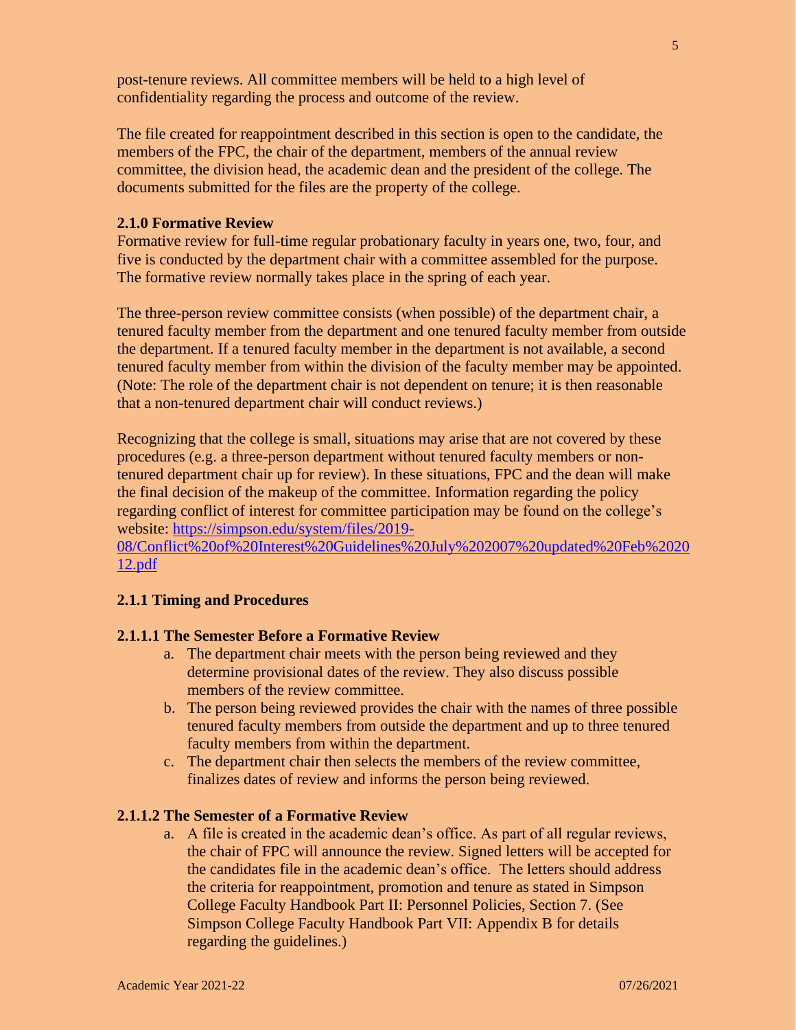post-tenure reviews. All committee members will be held to a high level of confidentiality regarding the process and outcome of the review.

The file created for reappointment described in this section is open to the candidate, the members of the FPC, the chair of the department, members of the annual review committee, the division head, the academic dean and the president of the college. The documents submitted for the files are the property of the college.

### 2.1.0 Formative Review

Formative review for full-time regular probationary faculty in years one, two, four, and five is conducted by the department chair with a committee assembled for the purpose. The formative review normally takes place in the spring of each year.

The three-person review committee consists (when possible) of the department chair, a tenured faculty member from the department and one tenured faculty member from outside the department. If a tenured faculty member in the department is not available, a second tenured faculty member from within the division of the faculty member may be appointed. (Note: The role of the department chair is not dependent on tenure; it is then reasonable that a non-tenured department chair will conduct reviews.)

Recognizing that the college is small, situations may arise that are not covered by these procedures (e.g. a three-person department without tenured faculty members or non-tenured department chair up for review). In these situations, FPC and the dean will make the final decision of the makeup of the committee. Information regarding the policy regarding conflict of interest for committee participation may be found on the college's website: [https://simpson.edu/system/files/2019-08/Conflict%20of%20Interest%20Guidelines%20July%202007%20updated%20Feb%202012.pdf](https://simpson.edu/system/files/2019-08/Conflict%20of%20Interest%20Guidelines%20July%202007%20updated%20Feb%202012.pdf)

### 2.1.1 Timing and Procedures

#### 2.1.1.1 The Semester Before a Formative Review

a. The department chair meets with the person being reviewed and they determine provisional dates of the review. They also discuss possible members of the review committee.
b. The person being reviewed provides the chair with the names of three possible tenured faculty members from outside the department and up to three tenured faculty members from within the department.
c. The department chair then selects the members of the review committee, finalizes dates of review and informs the person being reviewed.

#### 2.1.1.2 The Semester of a Formative Review

a. A file is created in the academic dean's office. As part of all regular reviews, the chair of FPC will announce the review. Signed letters will be accepted for the candidates file in the academic dean's office. The letters should address the criteria for reappointment, promotion and tenure as stated in Simpson College Faculty Handbook Part II: Personnel Policies, Section 7. (See Simpson College Faculty Handbook Part VII: Appendix B for details regarding the guidelines.)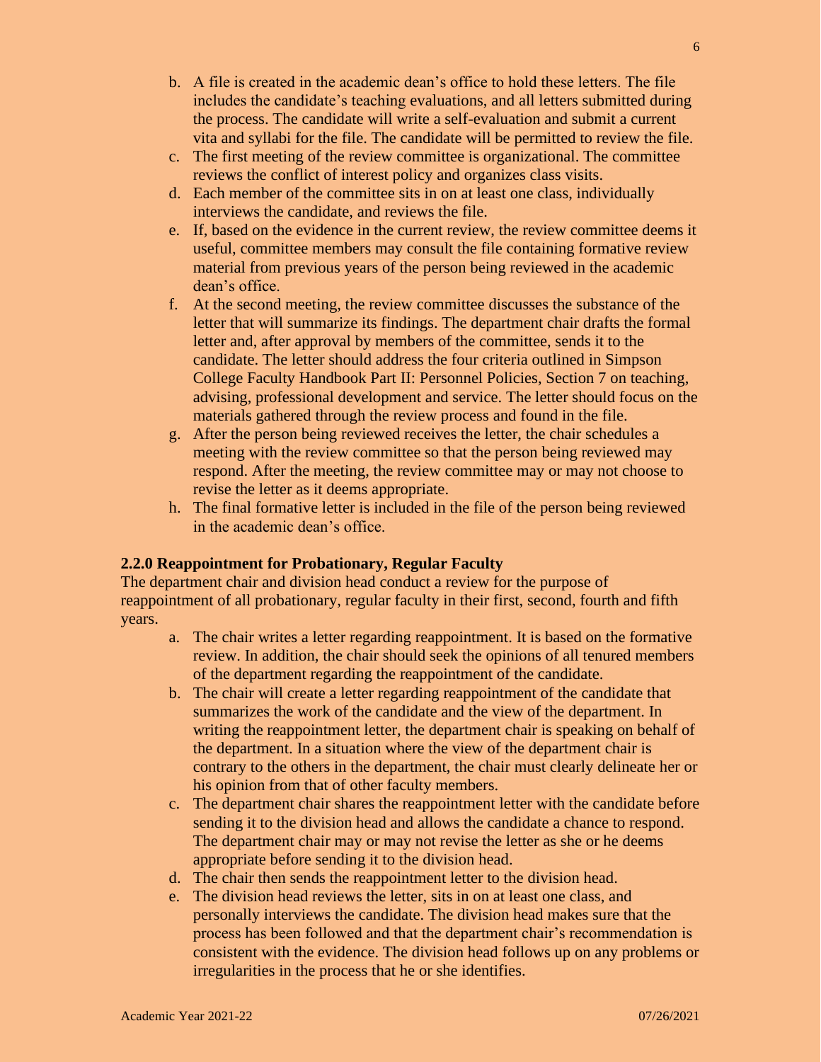b. A file is created in the academic dean's office to hold these letters. The file includes the candidate's teaching evaluations, and all letters submitted during the process. The candidate will write a self-evaluation and submit a current vita and syllabi for the file. The candidate will be permitted to review the file.
c. The first meeting of the review committee is organizational. The committee reviews the conflict of interest policy and organizes class visits.
d. Each member of the committee sits in on at least one class, individually interviews the candidate, and reviews the file.
e. If, based on the evidence in the current review, the review committee deems it useful, committee members may consult the file containing formative review material from previous years of the person being reviewed in the academic dean's office.
f. At the second meeting, the review committee discusses the substance of the letter that will summarize its findings. The department chair drafts the formal letter and, after approval by members of the committee, sends it to the candidate. The letter should address the four criteria outlined in Simpson College Faculty Handbook Part II: Personnel Policies, Section 7 on teaching, advising, professional development and service. The letter should focus on the materials gathered through the review process and found in the file.
g. After the person being reviewed receives the letter, the chair schedules a meeting with the review committee so that the person being reviewed may respond. After the meeting, the review committee may or may not choose to revise the letter as it deems appropriate.
h. The final formative letter is included in the file of the person being reviewed in the academic dean's office.

**2.2.0 Reappointment for Probationary, Regular Faculty**

The department chair and division head conduct a review for the purpose of reappointment of all probationary, regular faculty in their first, second, fourth and fifth years.

a. The chair writes a letter regarding reappointment. It is based on the formative review. In addition, the chair should seek the opinions of all tenured members of the department regarding the reappointment of the candidate.
b. The chair will create a letter regarding reappointment of the candidate that summarizes the work of the candidate and the view of the department. In writing the reappointment letter, the department chair is speaking on behalf of the department. In a situation where the view of the department chair is contrary to the others in the department, the chair must clearly delineate her or his opinion from that of other faculty members.
c. The department chair shares the reappointment letter with the candidate before sending it to the division head and allows the candidate a chance to respond. The department chair may or may not revise the letter as she or he deems appropriate before sending it to the division head.
d. The chair then sends the reappointment letter to the division head.
e. The division head reviews the letter, sits in on at least one class, and personally interviews the candidate. The division head makes sure that the process has been followed and that the department chair's recommendation is consistent with the evidence. The division head follows up on any problems or irregularities in the process that he or she identifies.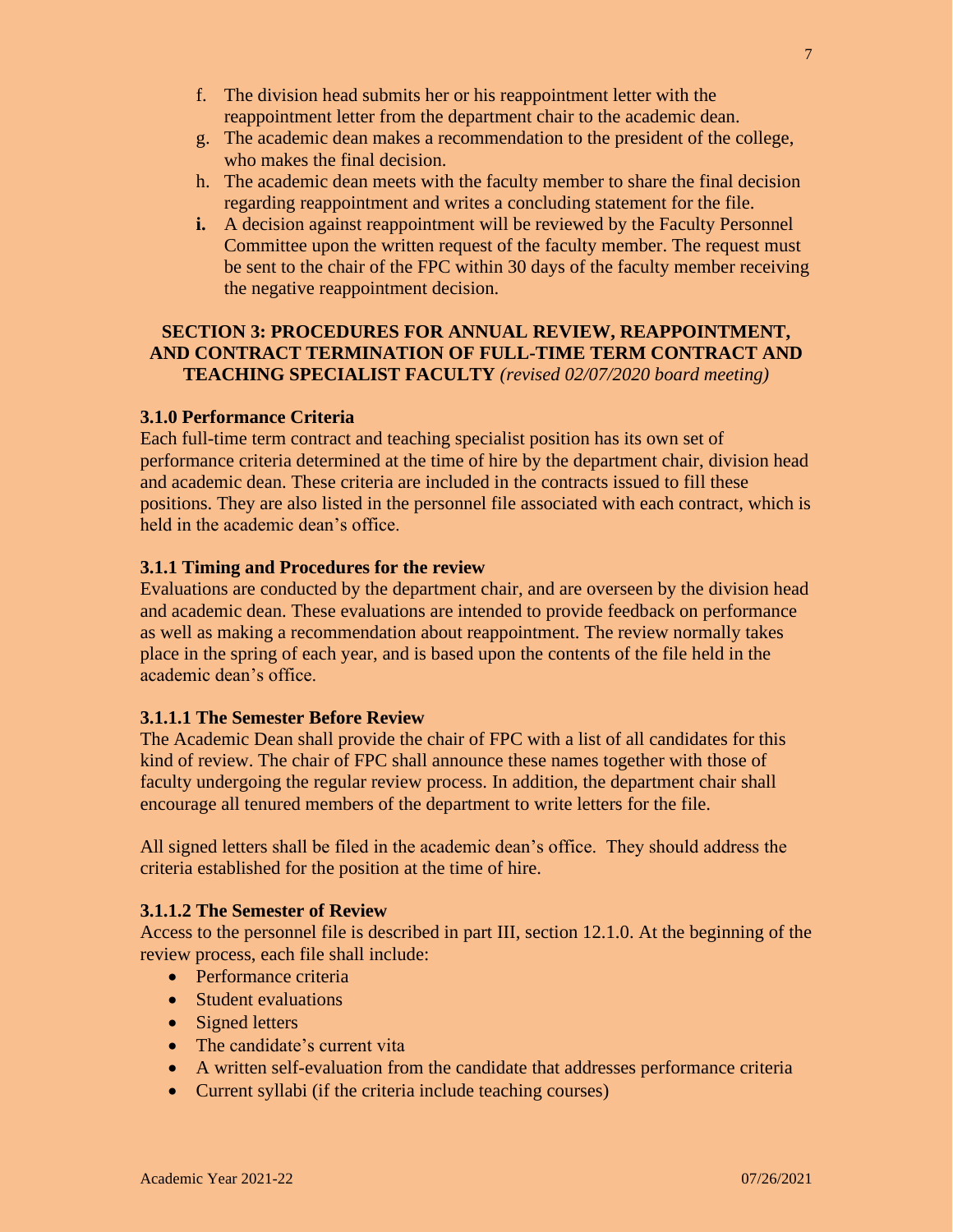f. The division head submits her or his reappointment letter with the reappointment letter from the department chair to the academic dean.
g. The academic dean makes a recommendation to the president of the college, who makes the final decision.
h. The academic dean meets with the faculty member to share the final decision regarding reappointment and writes a concluding statement for the file.
**i.** A decision against reappointment will be reviewed by the Faculty Personnel Committee upon the written request of the faculty member. The request must be sent to the chair of the FPC within 30 days of the faculty member receiving the negative reappointment decision.

## SECTION 3: PROCEDURES FOR ANNUAL REVIEW, REAPPOINTMENT, AND CONTRACT TERMINATION OF FULL-TIME TERM CONTRACT AND TEACHING SPECIALIST FACULTY *(revised 02/07/2020 board meeting)*

### 3.1.0 Performance Criteria

Each full-time term contract and teaching specialist position has its own set of performance criteria determined at the time of hire by the department chair, division head and academic dean. These criteria are included in the contracts issued to fill these positions. They are also listed in the personnel file associated with each contract, which is held in the academic dean's office.

### 3.1.1 Timing and Procedures for the review

Evaluations are conducted by the department chair, and are overseen by the division head and academic dean. These evaluations are intended to provide feedback on performance as well as making a recommendation about reappointment. The review normally takes place in the spring of each year, and is based upon the contents of the file held in the academic dean's office.

#### 3.1.1.1 The Semester Before Review

The Academic Dean shall provide the chair of FPC with a list of all candidates for this kind of review. The chair of FPC shall announce these names together with those of faculty undergoing the regular review process. In addition, the department chair shall encourage all tenured members of the department to write letters for the file.

All signed letters shall be filed in the academic dean's office. They should address the criteria established for the position at the time of hire.

#### 3.1.1.2 The Semester of Review

Access to the personnel file is described in part III, section 12.1.0. At the beginning of the review process, each file shall include:

- Performance criteria
- Student evaluations
- Signed letters
- The candidate's current vita
- A written self-evaluation from the candidate that addresses performance criteria
- Current syllabi (if the criteria include teaching courses)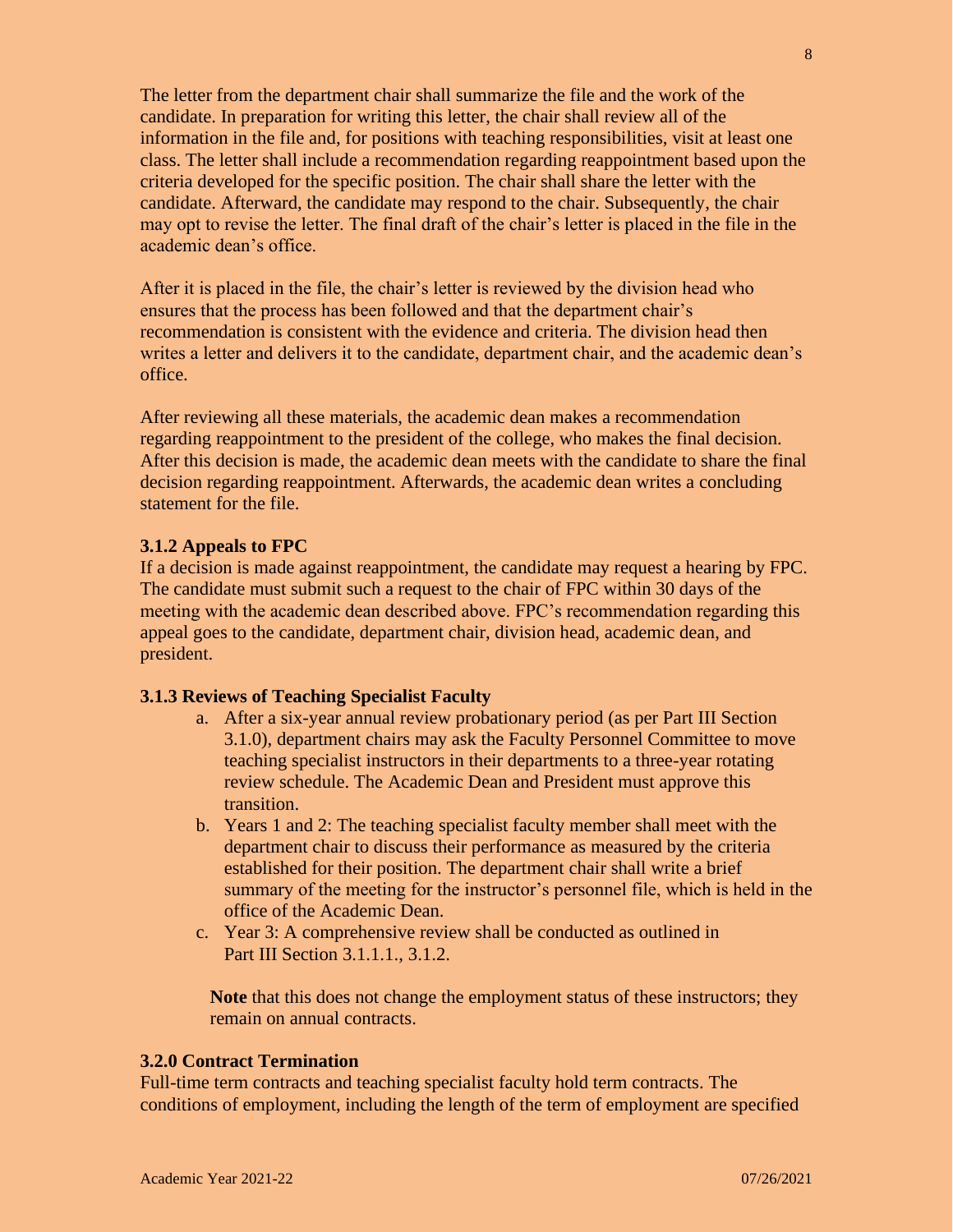The letter from the department chair shall summarize the file and the work of the candidate. In preparation for writing this letter, the chair shall review all of the information in the file and, for positions with teaching responsibilities, visit at least one class. The letter shall include a recommendation regarding reappointment based upon the criteria developed for the specific position. The chair shall share the letter with the candidate. Afterward, the candidate may respond to the chair. Subsequently, the chair may opt to revise the letter. The final draft of the chair's letter is placed in the file in the academic dean's office.

After it is placed in the file, the chair's letter is reviewed by the division head who ensures that the process has been followed and that the department chair's recommendation is consistent with the evidence and criteria. The division head then writes a letter and delivers it to the candidate, department chair, and the academic dean's office.

After reviewing all these materials, the academic dean makes a recommendation regarding reappointment to the president of the college, who makes the final decision. After this decision is made, the academic dean meets with the candidate to share the final decision regarding reappointment. Afterwards, the academic dean writes a concluding statement for the file.

#### 3.1.2 Appeals to FPC

If a decision is made against reappointment, the candidate may request a hearing by FPC. The candidate must submit such a request to the chair of FPC within 30 days of the meeting with the academic dean described above. FPC's recommendation regarding this appeal goes to the candidate, department chair, division head, academic dean, and president.

#### 3.1.3 Reviews of Teaching Specialist Faculty

a. After a six-year annual review probationary period (as per Part III Section 3.1.0), department chairs may ask the Faculty Personnel Committee to move teaching specialist instructors in their departments to a three-year rotating review schedule. The Academic Dean and President must approve this transition.
b. Years 1 and 2: The teaching specialist faculty member shall meet with the department chair to discuss their performance as measured by the criteria established for their position. The department chair shall write a brief summary of the meeting for the instructor's personnel file, which is held in the office of the Academic Dean.
c. Year 3: A comprehensive review shall be conducted as outlined in Part III Section 3.1.1.1., 3.1.2.

**Note** that this does not change the employment status of these instructors; they remain on annual contracts.

#### 3.2.0 Contract Termination

Full-time term contracts and teaching specialist faculty hold term contracts. The conditions of employment, including the length of the term of employment are specified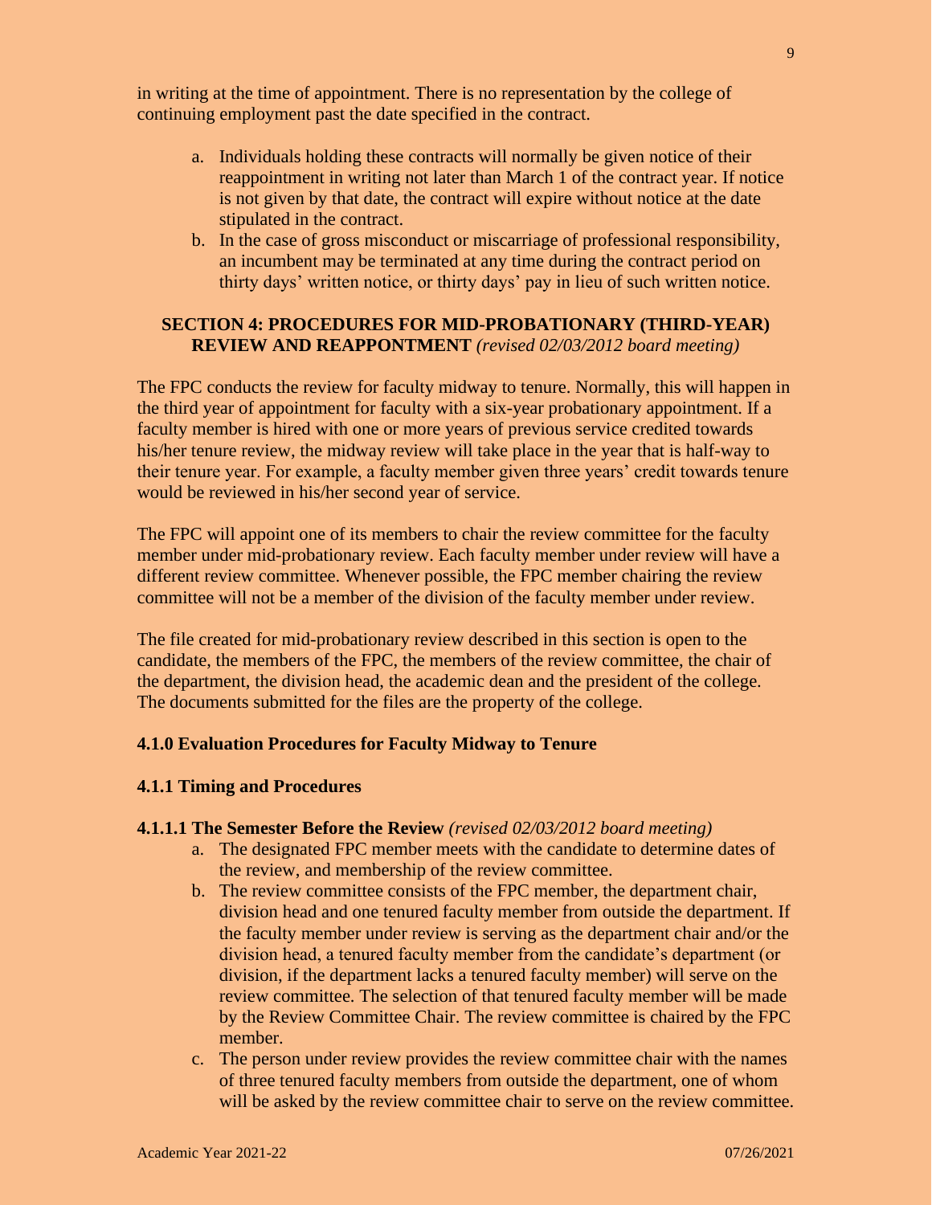in writing at the time of appointment. There is no representation by the college of continuing employment past the date specified in the contract.

a. Individuals holding these contracts will normally be given notice of their reappointment in writing not later than March 1 of the contract year. If notice is not given by that date, the contract will expire without notice at the date stipulated in the contract.
b. In the case of gross misconduct or miscarriage of professional responsibility, an incumbent may be terminated at any time during the contract period on thirty days' written notice, or thirty days' pay in lieu of such written notice.

## SECTION 4: PROCEDURES FOR MID-PROBATIONARY (THIRD-YEAR) REVIEW AND REAPPONTMENT *(revised 02/03/2012 board meeting)*

The FPC conducts the review for faculty midway to tenure. Normally, this will happen in the third year of appointment for faculty with a six-year probationary appointment. If a faculty member is hired with one or more years of previous service credited towards his/her tenure review, the midway review will take place in the year that is half-way to their tenure year. For example, a faculty member given three years' credit towards tenure would be reviewed in his/her second year of service.

The FPC will appoint one of its members to chair the review committee for the faculty member under mid-probationary review. Each faculty member under review will have a different review committee. Whenever possible, the FPC member chairing the review committee will not be a member of the division of the faculty member under review.

The file created for mid-probationary review described in this section is open to the candidate, the members of the FPC, the members of the review committee, the chair of the department, the division head, the academic dean and the president of the college. The documents submitted for the files are the property of the college.

### 4.1.0 Evaluation Procedures for Faculty Midway to Tenure

### 4.1.1 Timing and Procedures

#### 4.1.1.1 The Semester Before the Review *(revised 02/03/2012 board meeting)*

a. The designated FPC member meets with the candidate to determine dates of the review, and membership of the review committee.
b. The review committee consists of the FPC member, the department chair, division head and one tenured faculty member from outside the department. If the faculty member under review is serving as the department chair and/or the division head, a tenured faculty member from the candidate's department (or division, if the department lacks a tenured faculty member) will serve on the review committee. The selection of that tenured faculty member will be made by the Review Committee Chair. The review committee is chaired by the FPC member.
c. The person under review provides the review committee chair with the names of three tenured faculty members from outside the department, one of whom will be asked by the review committee chair to serve on the review committee.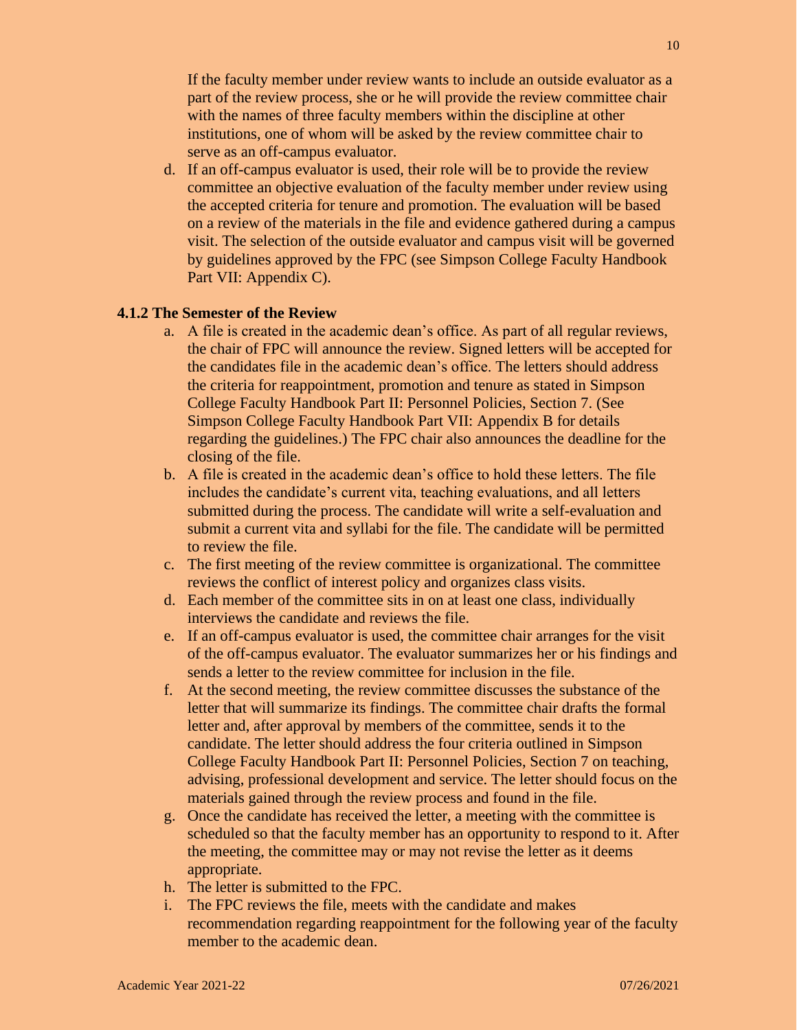If the faculty member under review wants to include an outside evaluator as a part of the review process, she or he will provide the review committee chair with the names of three faculty members within the discipline at other institutions, one of whom will be asked by the review committee chair to serve as an off-campus evaluator.

d. If an off-campus evaluator is used, their role will be to provide the review committee an objective evaluation of the faculty member under review using the accepted criteria for tenure and promotion. The evaluation will be based on a review of the materials in the file and evidence gathered during a campus visit. The selection of the outside evaluator and campus visit will be governed by guidelines approved by the FPC (see Simpson College Faculty Handbook Part VII: Appendix C).

### 4.1.2 The Semester of the Review

a. A file is created in the academic dean's office. As part of all regular reviews, the chair of FPC will announce the review. Signed letters will be accepted for the candidates file in the academic dean's office. The letters should address the criteria for reappointment, promotion and tenure as stated in Simpson College Faculty Handbook Part II: Personnel Policies, Section 7. (See Simpson College Faculty Handbook Part VII: Appendix B for details regarding the guidelines.) The FPC chair also announces the deadline for the closing of the file.
b. A file is created in the academic dean's office to hold these letters. The file includes the candidate's current vita, teaching evaluations, and all letters submitted during the process. The candidate will write a self-evaluation and submit a current vita and syllabi for the file. The candidate will be permitted to review the file.
c. The first meeting of the review committee is organizational. The committee reviews the conflict of interest policy and organizes class visits.
d. Each member of the committee sits in on at least one class, individually interviews the candidate and reviews the file.
e. If an off-campus evaluator is used, the committee chair arranges for the visit of the off-campus evaluator. The evaluator summarizes her or his findings and sends a letter to the review committee for inclusion in the file.
f. At the second meeting, the review committee discusses the substance of the letter that will summarize its findings. The committee chair drafts the formal letter and, after approval by members of the committee, sends it to the candidate. The letter should address the four criteria outlined in Simpson College Faculty Handbook Part II: Personnel Policies, Section 7 on teaching, advising, professional development and service. The letter should focus on the materials gained through the review process and found in the file.
g. Once the candidate has received the letter, a meeting with the committee is scheduled so that the faculty member has an opportunity to respond to it. After the meeting, the committee may or may not revise the letter as it deems appropriate.
h. The letter is submitted to the FPC.
i. The FPC reviews the file, meets with the candidate and makes recommendation regarding reappointment for the following year of the faculty member to the academic dean.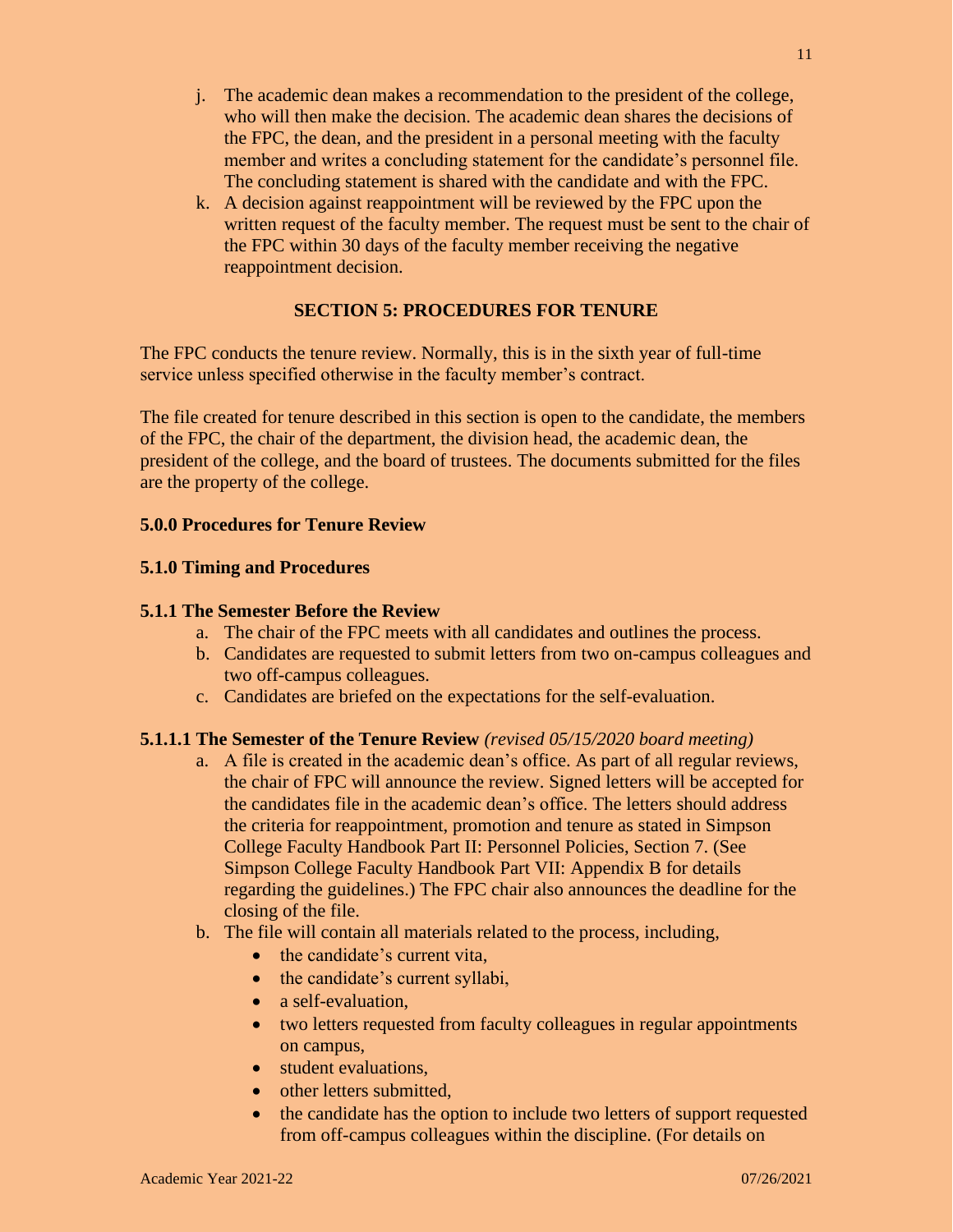j. The academic dean makes a recommendation to the president of the college, who will then make the decision. The academic dean shares the decisions of the FPC, the dean, and the president in a personal meeting with the faculty member and writes a concluding statement for the candidate's personnel file. The concluding statement is shared with the candidate and with the FPC.

k. A decision against reappointment will be reviewed by the FPC upon the written request of the faculty member. The request must be sent to the chair of the FPC within 30 days of the faculty member receiving the negative reappointment decision.

## SECTION 5: PROCEDURES FOR TENURE

The FPC conducts the tenure review. Normally, this is in the sixth year of full-time service unless specified otherwise in the faculty member's contract.

The file created for tenure described in this section is open to the candidate, the members of the FPC, the chair of the department, the division head, the academic dean, the president of the college, and the board of trustees. The documents submitted for the files are the property of the college.

### 5.0.0 Procedures for Tenure Review

### 5.1.0 Timing and Procedures

#### 5.1.1 The Semester Before the Review

a. The chair of the FPC meets with all candidates and outlines the process.
b. Candidates are requested to submit letters from two on-campus colleagues and two off-campus colleagues.
c. Candidates are briefed on the expectations for the self-evaluation.

#### 5.1.1.1 The Semester of the Tenure Review *(revised 05/15/2020 board meeting)*

a. A file is created in the academic dean's office. As part of all regular reviews, the chair of FPC will announce the review. Signed letters will be accepted for the candidates file in the academic dean's office. The letters should address the criteria for reappointment, promotion and tenure as stated in Simpson College Faculty Handbook Part II: Personnel Policies, Section 7. (See Simpson College Faculty Handbook Part VII: Appendix B for details regarding the guidelines.) The FPC chair also announces the deadline for the closing of the file.
b. The file will contain all materials related to the process, including,
    - the candidate's current vita,
    - the candidate's current syllabi,
    - a self-evaluation,
    - two letters requested from faculty colleagues in regular appointments on campus,
    - student evaluations,
    - other letters submitted,
    - the candidate has the option to include two letters of support requested from off-campus colleagues within the discipline. (For details on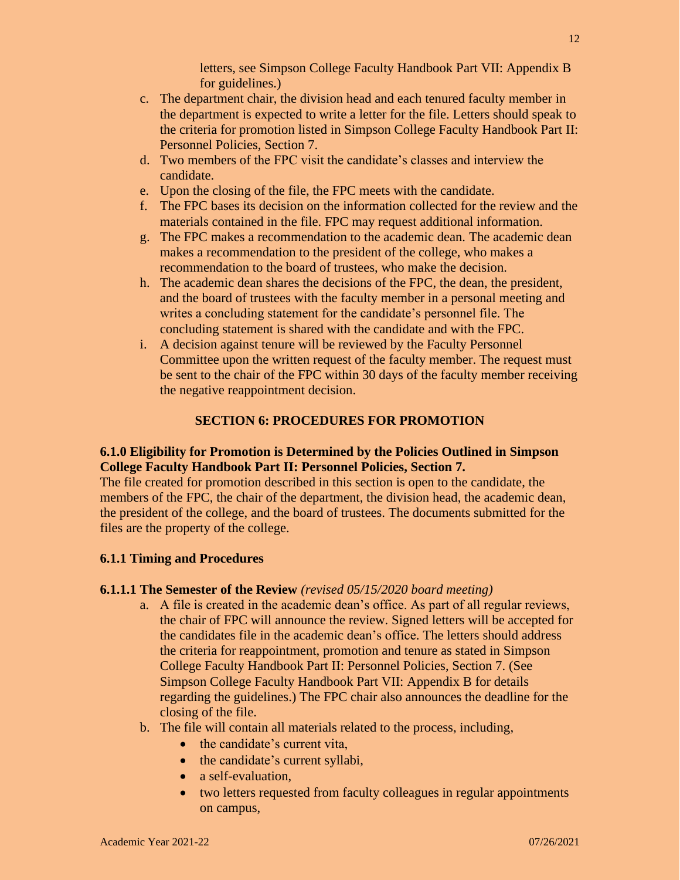letters, see Simpson College Faculty Handbook Part VII: Appendix B for guidelines.)

c. The department chair, the division head and each tenured faculty member in the department is expected to write a letter for the file. Letters should speak to the criteria for promotion listed in Simpson College Faculty Handbook Part II: Personnel Policies, Section 7.
d. Two members of the FPC visit the candidate's classes and interview the candidate.
e. Upon the closing of the file, the FPC meets with the candidate.
f. The FPC bases its decision on the information collected for the review and the materials contained in the file. FPC may request additional information.
g. The FPC makes a recommendation to the academic dean. The academic dean makes a recommendation to the president of the college, who makes a recommendation to the board of trustees, who make the decision.
h. The academic dean shares the decisions of the FPC, the dean, the president, and the board of trustees with the faculty member in a personal meeting and writes a concluding statement for the candidate's personnel file. The concluding statement is shared with the candidate and with the FPC.
i. A decision against tenure will be reviewed by the Faculty Personnel Committee upon the written request of the faculty member. The request must be sent to the chair of the FPC within 30 days of the faculty member receiving the negative reappointment decision.

## SECTION 6: PROCEDURES FOR PROMOTION

### 6.1.0 Eligibility for Promotion is Determined by the Policies Outlined in Simpson College Faculty Handbook Part II: Personnel Policies, Section 7.

The file created for promotion described in this section is open to the candidate, the members of the FPC, the chair of the department, the division head, the academic dean, the president of the college, and the board of trustees. The documents submitted for the files are the property of the college.

### 6.1.1 Timing and Procedures

#### 6.1.1.1 The Semester of the Review *(revised 05/15/2020 board meeting)*

a. A file is created in the academic dean's office. As part of all regular reviews, the chair of FPC will announce the review. Signed letters will be accepted for the candidates file in the academic dean's office. The letters should address the criteria for reappointment, promotion and tenure as stated in Simpson College Faculty Handbook Part II: Personnel Policies, Section 7. (See Simpson College Faculty Handbook Part VII: Appendix B for details regarding the guidelines.) The FPC chair also announces the deadline for the closing of the file.
b. The file will contain all materials related to the process, including,
    - the candidate's current vita,
    - the candidate's current syllabi,
    - a self-evaluation,
    - two letters requested from faculty colleagues in regular appointments on campus,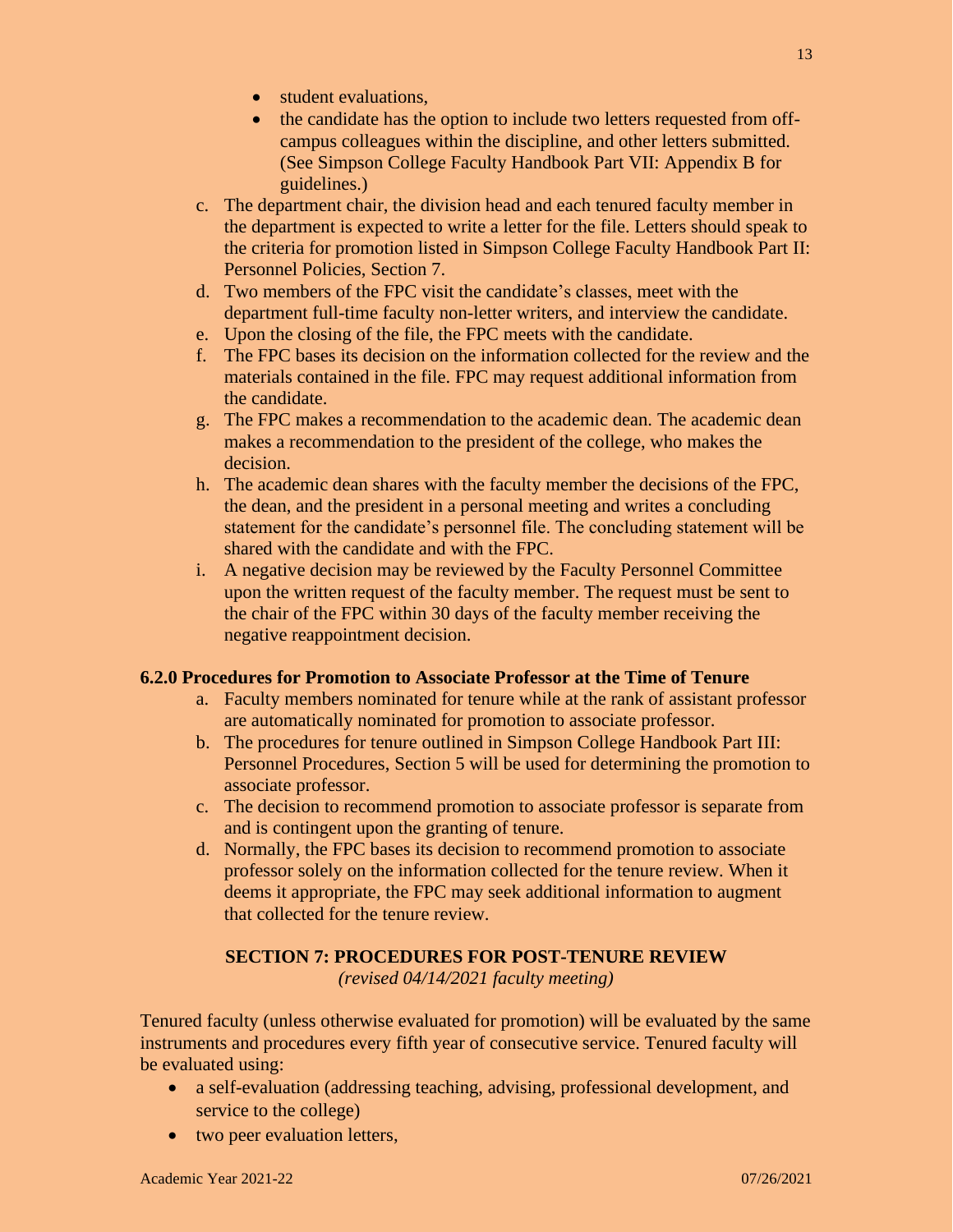- student evaluations,
- the candidate has the option to include two letters requested from off-campus colleagues within the discipline, and other letters submitted. (See Simpson College Faculty Handbook Part VII: Appendix B for guidelines.)

c. The department chair, the division head and each tenured faculty member in the department is expected to write a letter for the file. Letters should speak to the criteria for promotion listed in Simpson College Faculty Handbook Part II: Personnel Policies, Section 7.

d. Two members of the FPC visit the candidate's classes, meet with the department full-time faculty non-letter writers, and interview the candidate.

e. Upon the closing of the file, the FPC meets with the candidate.

f. The FPC bases its decision on the information collected for the review and the materials contained in the file. FPC may request additional information from the candidate.

g. The FPC makes a recommendation to the academic dean. The academic dean makes a recommendation to the president of the college, who makes the decision.

h. The academic dean shares with the faculty member the decisions of the FPC, the dean, and the president in a personal meeting and writes a concluding statement for the candidate's personnel file. The concluding statement will be shared with the candidate and with the FPC.

i. A negative decision may be reviewed by the Faculty Personnel Committee upon the written request of the faculty member. The request must be sent to the chair of the FPC within 30 days of the faculty member receiving the negative reappointment decision.

### 6.2.0 Procedures for Promotion to Associate Professor at the Time of Tenure

a. Faculty members nominated for tenure while at the rank of assistant professor are automatically nominated for promotion to associate professor.

b. The procedures for tenure outlined in Simpson College Handbook Part III: Personnel Procedures, Section 5 will be used for determining the promotion to associate professor.

c. The decision to recommend promotion to associate professor is separate from and is contingent upon the granting of tenure.

d. Normally, the FPC bases its decision to recommend promotion to associate professor solely on the information collected for the tenure review. When it deems it appropriate, the FPC may seek additional information to augment that collected for the tenure review.

## SECTION 7: PROCEDURES FOR POST-TENURE REVIEW

*(revised 04/14/2021 faculty meeting)*

Tenured faculty (unless otherwise evaluated for promotion) will be evaluated by the same instruments and procedures every fifth year of consecutive service. Tenured faculty will be evaluated using:

- a self-evaluation (addressing teaching, advising, professional development, and service to the college)
- two peer evaluation letters,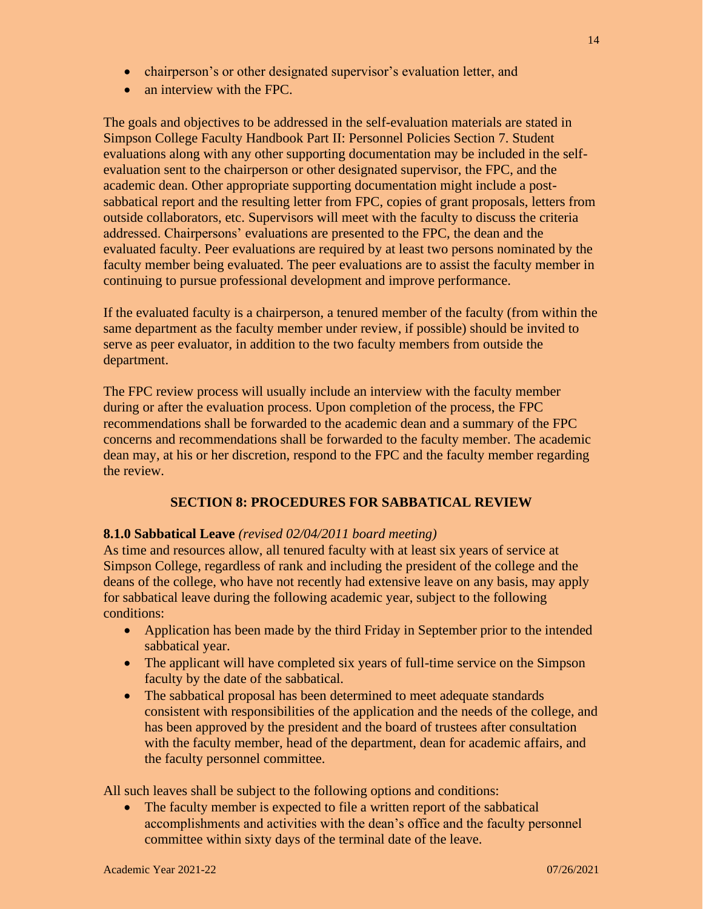- chairperson's or other designated supervisor's evaluation letter, and
- an interview with the FPC.

The goals and objectives to be addressed in the self-evaluation materials are stated in Simpson College Faculty Handbook Part II: Personnel Policies Section 7. Student evaluations along with any other supporting documentation may be included in the self-evaluation sent to the chairperson or other designated supervisor, the FPC, and the academic dean. Other appropriate supporting documentation might include a post-sabbatical report and the resulting letter from FPC, copies of grant proposals, letters from outside collaborators, etc. Supervisors will meet with the faculty to discuss the criteria addressed. Chairpersons' evaluations are presented to the FPC, the dean and the evaluated faculty. Peer evaluations are required by at least two persons nominated by the faculty member being evaluated. The peer evaluations are to assist the faculty member in continuing to pursue professional development and improve performance.

If the evaluated faculty is a chairperson, a tenured member of the faculty (from within the same department as the faculty member under review, if possible) should be invited to serve as peer evaluator, in addition to the two faculty members from outside the department.

The FPC review process will usually include an interview with the faculty member during or after the evaluation process. Upon completion of the process, the FPC recommendations shall be forwarded to the academic dean and a summary of the FPC concerns and recommendations shall be forwarded to the faculty member. The academic dean may, at his or her discretion, respond to the FPC and the faculty member regarding the review.

## SECTION 8: PROCEDURES FOR SABBATICAL REVIEW

**8.1.0 Sabbatical Leave** *(revised 02/04/2011 board meeting)*
As time and resources allow, all tenured faculty with at least six years of service at Simpson College, regardless of rank and including the president of the college and the deans of the college, who have not recently had extensive leave on any basis, may apply for sabbatical leave during the following academic year, subject to the following conditions:

- Application has been made by the third Friday in September prior to the intended sabbatical year.
- The applicant will have completed six years of full-time service on the Simpson faculty by the date of the sabbatical.
- The sabbatical proposal has been determined to meet adequate standards consistent with responsibilities of the application and the needs of the college, and has been approved by the president and the board of trustees after consultation with the faculty member, head of the department, dean for academic affairs, and the faculty personnel committee.

All such leaves shall be subject to the following options and conditions:

- The faculty member is expected to file a written report of the sabbatical accomplishments and activities with the dean's office and the faculty personnel committee within sixty days of the terminal date of the leave.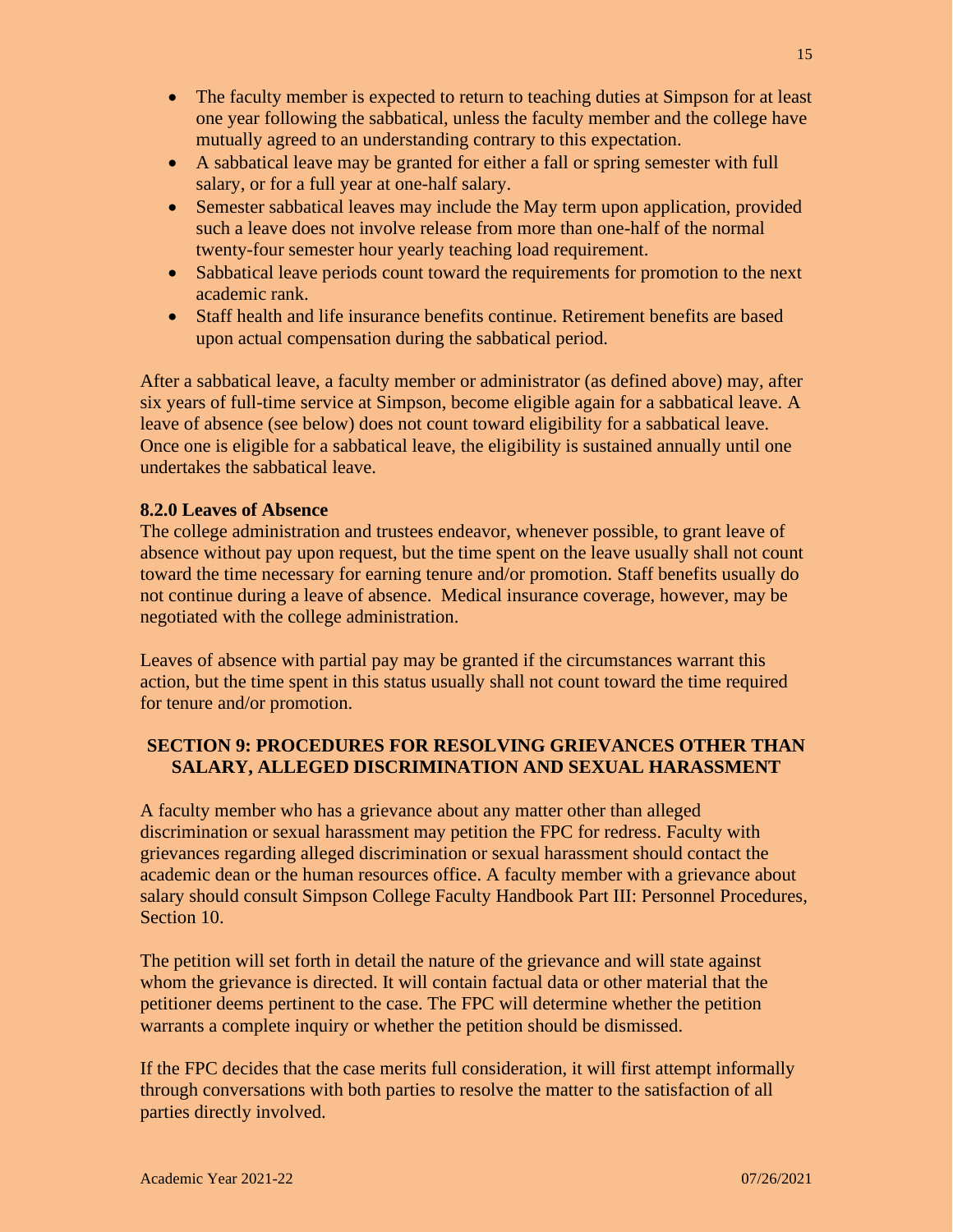- The faculty member is expected to return to teaching duties at Simpson for at least one year following the sabbatical, unless the faculty member and the college have mutually agreed to an understanding contrary to this expectation.
- A sabbatical leave may be granted for either a fall or spring semester with full salary, or for a full year at one-half salary.
- Semester sabbatical leaves may include the May term upon application, provided such a leave does not involve release from more than one-half of the normal twenty-four semester hour yearly teaching load requirement.
- Sabbatical leave periods count toward the requirements for promotion to the next academic rank.
- Staff health and life insurance benefits continue. Retirement benefits are based upon actual compensation during the sabbatical period.

After a sabbatical leave, a faculty member or administrator (as defined above) may, after six years of full-time service at Simpson, become eligible again for a sabbatical leave. A leave of absence (see below) does not count toward eligibility for a sabbatical leave. Once one is eligible for a sabbatical leave, the eligibility is sustained annually until one undertakes the sabbatical leave.

**8.2.0 Leaves of Absence**

The college administration and trustees endeavor, whenever possible, to grant leave of absence without pay upon request, but the time spent on the leave usually shall not count toward the time necessary for earning tenure and/or promotion. Staff benefits usually do not continue during a leave of absence. Medical insurance coverage, however, may be negotiated with the college administration.

Leaves of absence with partial pay may be granted if the circumstances warrant this action, but the time spent in this status usually shall not count toward the time required for tenure and/or promotion.

## SECTION 9: PROCEDURES FOR RESOLVING GRIEVANCES OTHER THAN SALARY, ALLEGED DISCRIMINATION AND SEXUAL HARASSMENT

A faculty member who has a grievance about any matter other than alleged discrimination or sexual harassment may petition the FPC for redress. Faculty with grievances regarding alleged discrimination or sexual harassment should contact the academic dean or the human resources office. A faculty member with a grievance about salary should consult Simpson College Faculty Handbook Part III: Personnel Procedures, Section 10.

The petition will set forth in detail the nature of the grievance and will state against whom the grievance is directed. It will contain factual data or other material that the petitioner deems pertinent to the case. The FPC will determine whether the petition warrants a complete inquiry or whether the petition should be dismissed.

If the FPC decides that the case merits full consideration, it will first attempt informally through conversations with both parties to resolve the matter to the satisfaction of all parties directly involved.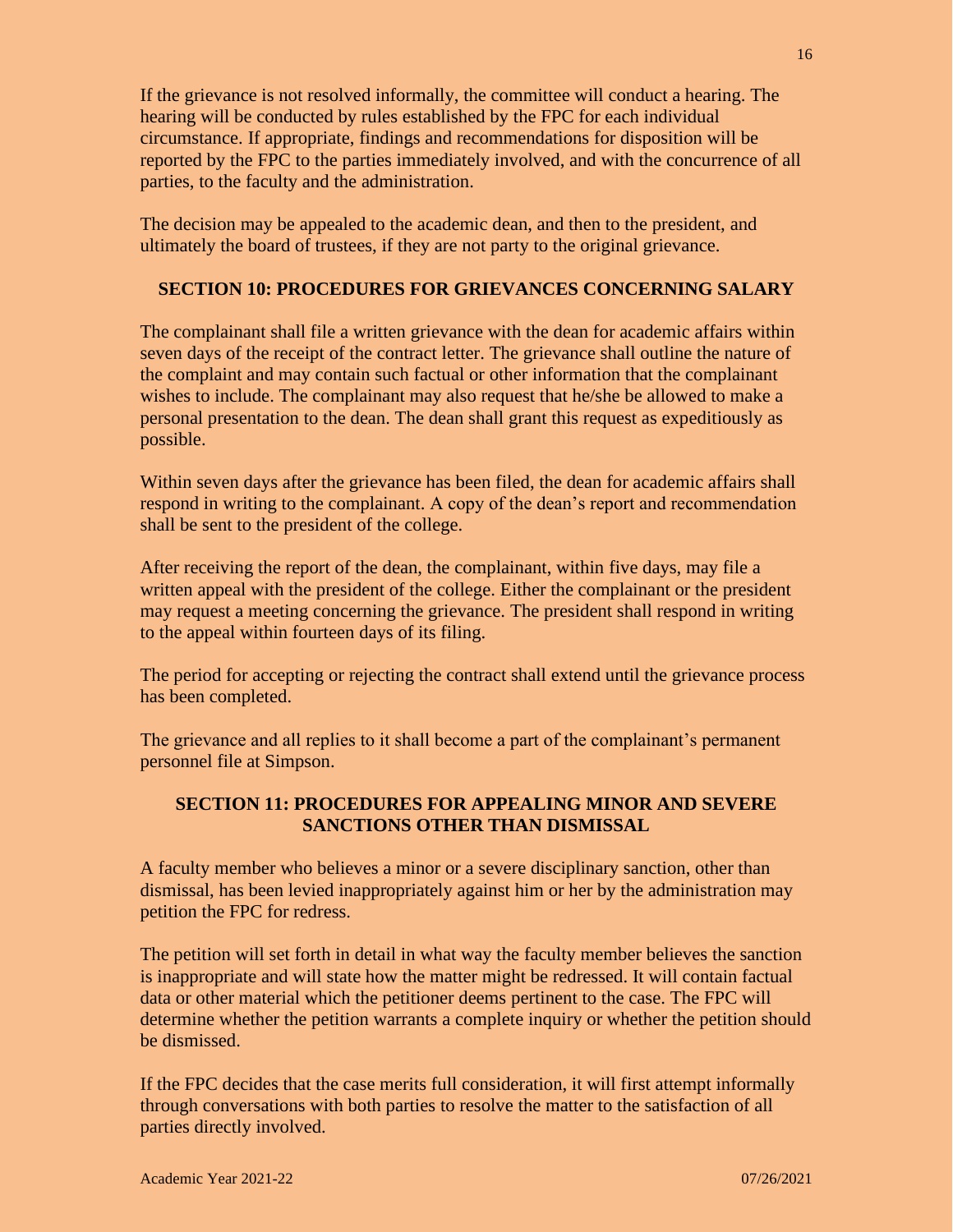If the grievance is not resolved informally, the committee will conduct a hearing. The hearing will be conducted by rules established by the FPC for each individual circumstance. If appropriate, findings and recommendations for disposition will be reported by the FPC to the parties immediately involved, and with the concurrence of all parties, to the faculty and the administration.

The decision may be appealed to the academic dean, and then to the president, and ultimately the board of trustees, if they are not party to the original grievance.

## SECTION 10: PROCEDURES FOR GRIEVANCES CONCERNING SALARY

The complainant shall file a written grievance with the dean for academic affairs within seven days of the receipt of the contract letter. The grievance shall outline the nature of the complaint and may contain such factual or other information that the complainant wishes to include. The complainant may also request that he/she be allowed to make a personal presentation to the dean. The dean shall grant this request as expeditiously as possible.

Within seven days after the grievance has been filed, the dean for academic affairs shall respond in writing to the complainant. A copy of the dean's report and recommendation shall be sent to the president of the college.

After receiving the report of the dean, the complainant, within five days, may file a written appeal with the president of the college. Either the complainant or the president may request a meeting concerning the grievance. The president shall respond in writing to the appeal within fourteen days of its filing.

The period for accepting or rejecting the contract shall extend until the grievance process has been completed.

The grievance and all replies to it shall become a part of the complainant's permanent personnel file at Simpson.

## SECTION 11: PROCEDURES FOR APPEALING MINOR AND SEVERE SANCTIONS OTHER THAN DISMISSAL

A faculty member who believes a minor or a severe disciplinary sanction, other than dismissal, has been levied inappropriately against him or her by the administration may petition the FPC for redress.

The petition will set forth in detail in what way the faculty member believes the sanction is inappropriate and will state how the matter might be redressed. It will contain factual data or other material which the petitioner deems pertinent to the case. The FPC will determine whether the petition warrants a complete inquiry or whether the petition should be dismissed.

If the FPC decides that the case merits full consideration, it will first attempt informally through conversations with both parties to resolve the matter to the satisfaction of all parties directly involved.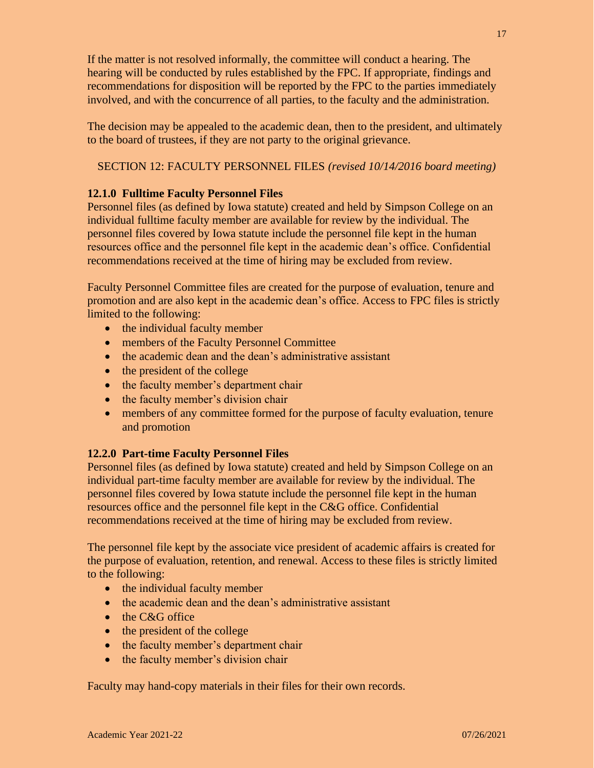If the matter is not resolved informally, the committee will conduct a hearing. The hearing will be conducted by rules established by the FPC. If appropriate, findings and recommendations for disposition will be reported by the FPC to the parties immediately involved, and with the concurrence of all parties, to the faculty and the administration.

The decision may be appealed to the academic dean, then to the president, and ultimately to the board of trustees, if they are not party to the original grievance.

## SECTION 12: FACULTY PERSONNEL FILES *(revised 10/14/2016 board meeting)*

### 12.1.0 Fulltime Faculty Personnel Files

Personnel files (as defined by Iowa statute) created and held by Simpson College on an individual fulltime faculty member are available for review by the individual. The personnel files covered by Iowa statute include the personnel file kept in the human resources office and the personnel file kept in the academic dean's office. Confidential recommendations received at the time of hiring may be excluded from review.

Faculty Personnel Committee files are created for the purpose of evaluation, tenure and promotion and are also kept in the academic dean's office. Access to FPC files is strictly limited to the following:

- the individual faculty member
- members of the Faculty Personnel Committee
- the academic dean and the dean's administrative assistant
- the president of the college
- the faculty member's department chair
- the faculty member's division chair
- members of any committee formed for the purpose of faculty evaluation, tenure and promotion

### 12.2.0 Part-time Faculty Personnel Files

Personnel files (as defined by Iowa statute) created and held by Simpson College on an individual part-time faculty member are available for review by the individual. The personnel files covered by Iowa statute include the personnel file kept in the human resources office and the personnel file kept in the C&G office. Confidential recommendations received at the time of hiring may be excluded from review.

The personnel file kept by the associate vice president of academic affairs is created for the purpose of evaluation, retention, and renewal. Access to these files is strictly limited to the following:

- the individual faculty member
- the academic dean and the dean's administrative assistant
- the C&G office
- the president of the college
- the faculty member's department chair
- the faculty member's division chair

Faculty may hand-copy materials in their files for their own records.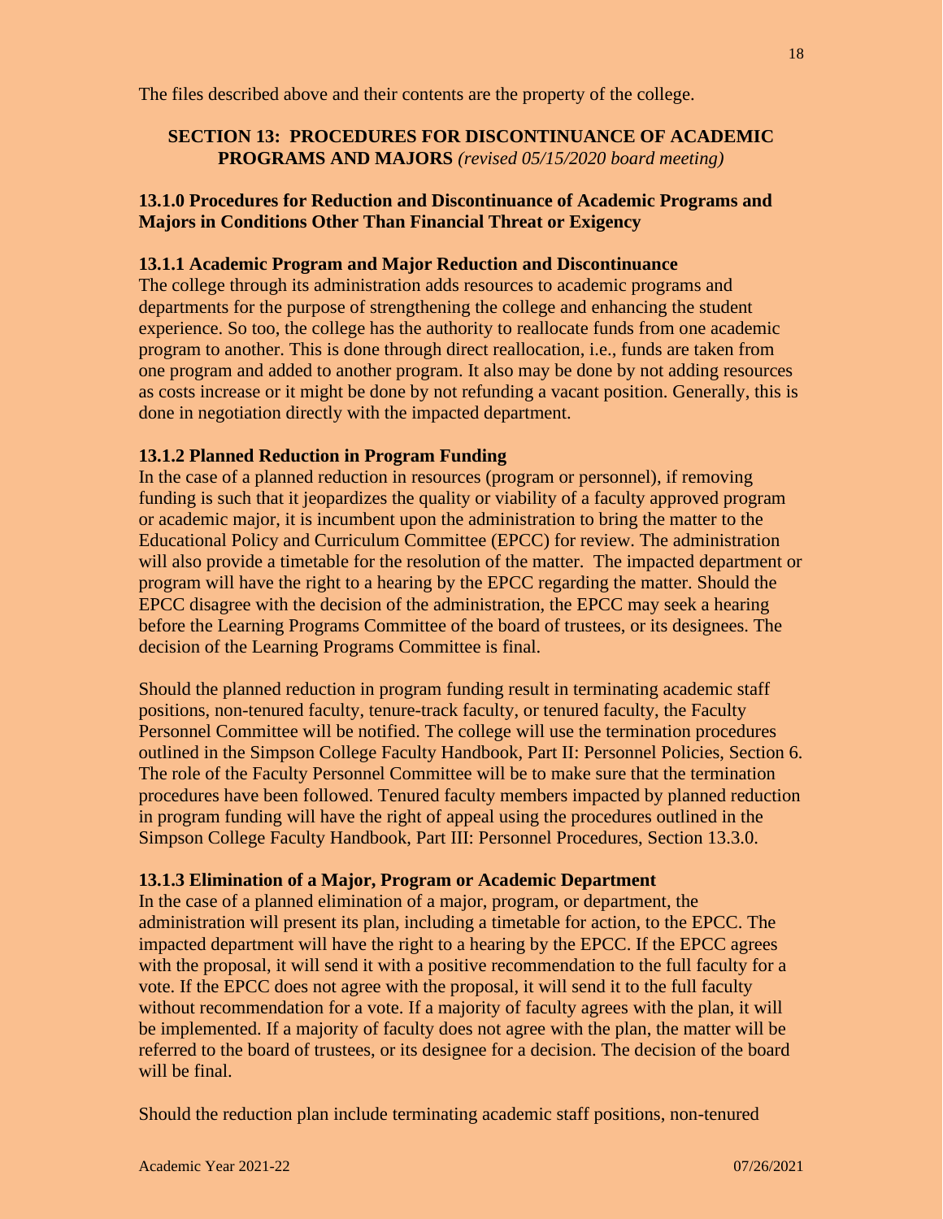The files described above and their contents are the property of the college.

## SECTION 13: PROCEDURES FOR DISCONTINUANCE OF ACADEMIC PROGRAMS AND MAJORS *(revised 05/15/2020 board meeting)*

### 13.1.0 Procedures for Reduction and Discontinuance of Academic Programs and Majors in Conditions Other Than Financial Threat or Exigency

#### 13.1.1 Academic Program and Major Reduction and Discontinuance

The college through its administration adds resources to academic programs and departments for the purpose of strengthening the college and enhancing the student experience. So too, the college has the authority to reallocate funds from one academic program to another. This is done through direct reallocation, i.e., funds are taken from one program and added to another program. It also may be done by not adding resources as costs increase or it might be done by not refunding a vacant position. Generally, this is done in negotiation directly with the impacted department.

#### 13.1.2 Planned Reduction in Program Funding

In the case of a planned reduction in resources (program or personnel), if removing funding is such that it jeopardizes the quality or viability of a faculty approved program or academic major, it is incumbent upon the administration to bring the matter to the Educational Policy and Curriculum Committee (EPCC) for review. The administration will also provide a timetable for the resolution of the matter. The impacted department or program will have the right to a hearing by the EPCC regarding the matter. Should the EPCC disagree with the decision of the administration, the EPCC may seek a hearing before the Learning Programs Committee of the board of trustees, or its designees. The decision of the Learning Programs Committee is final.

Should the planned reduction in program funding result in terminating academic staff positions, non-tenured faculty, tenure-track faculty, or tenured faculty, the Faculty Personnel Committee will be notified. The college will use the termination procedures outlined in the Simpson College Faculty Handbook, Part II: Personnel Policies, Section 6. The role of the Faculty Personnel Committee will be to make sure that the termination procedures have been followed. Tenured faculty members impacted by planned reduction in program funding will have the right of appeal using the procedures outlined in the Simpson College Faculty Handbook, Part III: Personnel Procedures, Section 13.3.0.

#### 13.1.3 Elimination of a Major, Program or Academic Department

In the case of a planned elimination of a major, program, or department, the administration will present its plan, including a timetable for action, to the EPCC. The impacted department will have the right to a hearing by the EPCC. If the EPCC agrees with the proposal, it will send it with a positive recommendation to the full faculty for a vote. If the EPCC does not agree with the proposal, it will send it to the full faculty without recommendation for a vote. If a majority of faculty agrees with the plan, it will be implemented. If a majority of faculty does not agree with the plan, the matter will be referred to the board of trustees, or its designee for a decision. The decision of the board will be final.

Should the reduction plan include terminating academic staff positions, non-tenured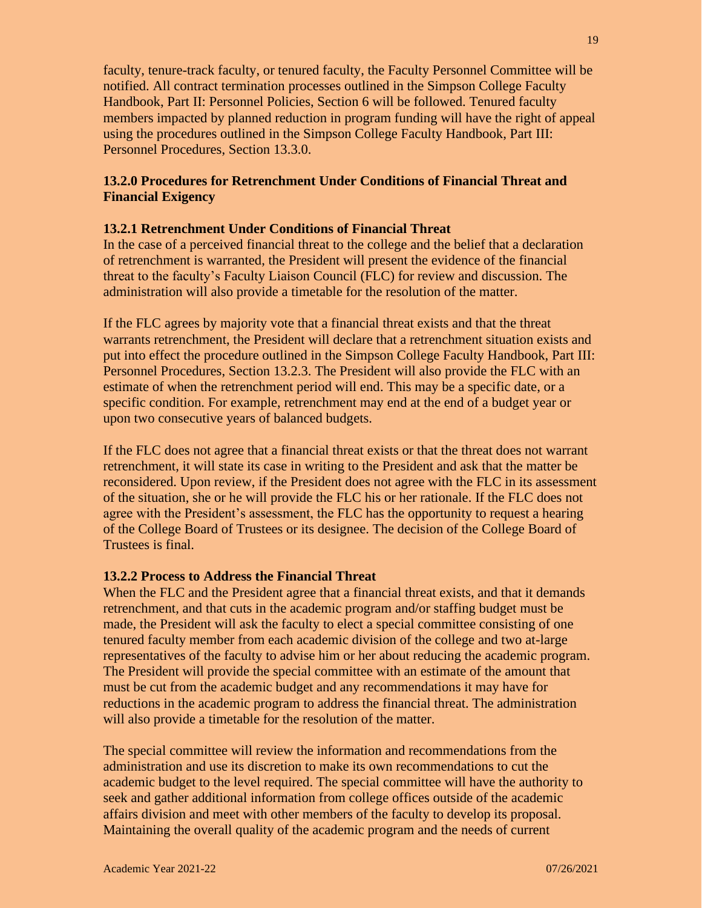faculty, tenure-track faculty, or tenured faculty, the Faculty Personnel Committee will be notified. All contract termination processes outlined in the Simpson College Faculty Handbook, Part II: Personnel Policies, Section 6 will be followed. Tenured faculty members impacted by planned reduction in program funding will have the right of appeal using the procedures outlined in the Simpson College Faculty Handbook, Part III: Personnel Procedures, Section 13.3.0.

### 13.2.0 Procedures for Retrenchment Under Conditions of Financial Threat and Financial Exigency

#### 13.2.1 Retrenchment Under Conditions of Financial Threat

In the case of a perceived financial threat to the college and the belief that a declaration of retrenchment is warranted, the President will present the evidence of the financial threat to the faculty's Faculty Liaison Council (FLC) for review and discussion. The administration will also provide a timetable for the resolution of the matter.

If the FLC agrees by majority vote that a financial threat exists and that the threat warrants retrenchment, the President will declare that a retrenchment situation exists and put into effect the procedure outlined in the Simpson College Faculty Handbook, Part III: Personnel Procedures, Section 13.2.3. The President will also provide the FLC with an estimate of when the retrenchment period will end. This may be a specific date, or a specific condition. For example, retrenchment may end at the end of a budget year or upon two consecutive years of balanced budgets.

If the FLC does not agree that a financial threat exists or that the threat does not warrant retrenchment, it will state its case in writing to the President and ask that the matter be reconsidered. Upon review, if the President does not agree with the FLC in its assessment of the situation, she or he will provide the FLC his or her rationale. If the FLC does not agree with the President's assessment, the FLC has the opportunity to request a hearing of the College Board of Trustees or its designee. The decision of the College Board of Trustees is final.

#### 13.2.2 Process to Address the Financial Threat

When the FLC and the President agree that a financial threat exists, and that it demands retrenchment, and that cuts in the academic program and/or staffing budget must be made, the President will ask the faculty to elect a special committee consisting of one tenured faculty member from each academic division of the college and two at-large representatives of the faculty to advise him or her about reducing the academic program. The President will provide the special committee with an estimate of the amount that must be cut from the academic budget and any recommendations it may have for reductions in the academic program to address the financial threat. The administration will also provide a timetable for the resolution of the matter.

The special committee will review the information and recommendations from the administration and use its discretion to make its own recommendations to cut the academic budget to the level required. The special committee will have the authority to seek and gather additional information from college offices outside of the academic affairs division and meet with other members of the faculty to develop its proposal. Maintaining the overall quality of the academic program and the needs of current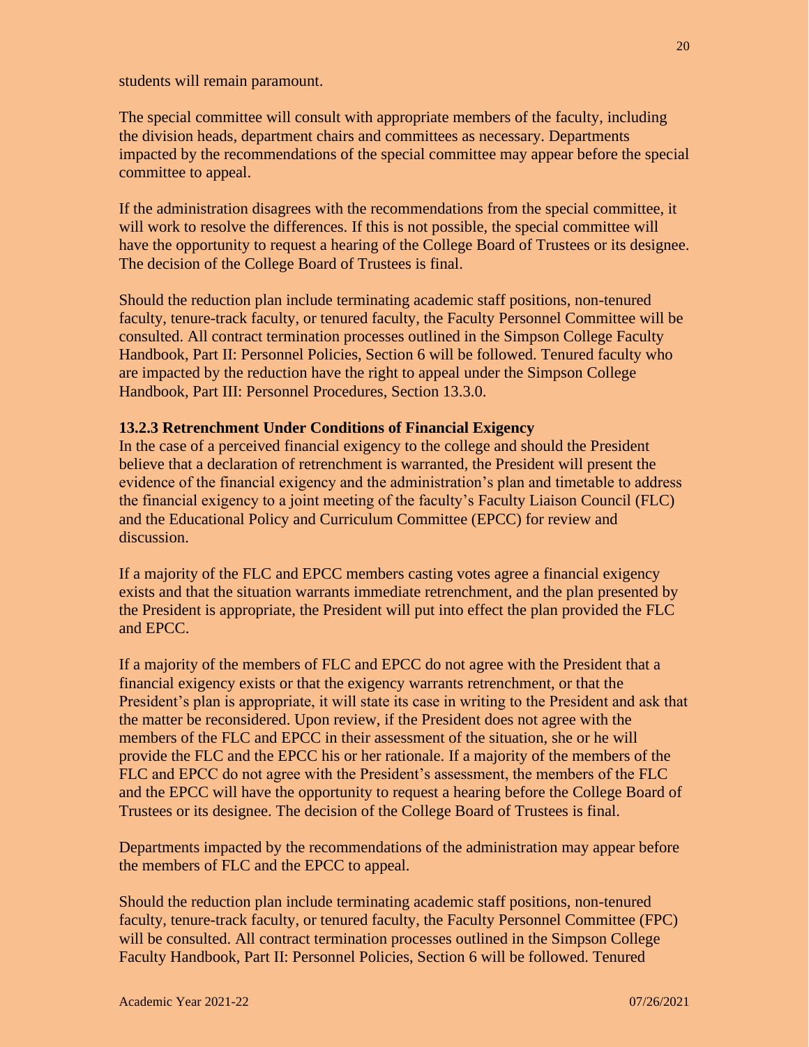students will remain paramount.

The special committee will consult with appropriate members of the faculty, including the division heads, department chairs and committees as necessary. Departments impacted by the recommendations of the special committee may appear before the special committee to appeal.

If the administration disagrees with the recommendations from the special committee, it will work to resolve the differences. If this is not possible, the special committee will have the opportunity to request a hearing of the College Board of Trustees or its designee. The decision of the College Board of Trustees is final.

Should the reduction plan include terminating academic staff positions, non-tenured faculty, tenure-track faculty, or tenured faculty, the Faculty Personnel Committee will be consulted. All contract termination processes outlined in the Simpson College Faculty Handbook, Part II: Personnel Policies, Section 6 will be followed. Tenured faculty who are impacted by the reduction have the right to appeal under the Simpson College Handbook, Part III: Personnel Procedures, Section 13.3.0.

**13.2.3 Retrenchment Under Conditions of Financial Exigency**

In the case of a perceived financial exigency to the college and should the President believe that a declaration of retrenchment is warranted, the President will present the evidence of the financial exigency and the administration's plan and timetable to address the financial exigency to a joint meeting of the faculty's Faculty Liaison Council (FLC) and the Educational Policy and Curriculum Committee (EPCC) for review and discussion.

If a majority of the FLC and EPCC members casting votes agree a financial exigency exists and that the situation warrants immediate retrenchment, and the plan presented by the President is appropriate, the President will put into effect the plan provided the FLC and EPCC.

If a majority of the members of FLC and EPCC do not agree with the President that a financial exigency exists or that the exigency warrants retrenchment, or that the President's plan is appropriate, it will state its case in writing to the President and ask that the matter be reconsidered. Upon review, if the President does not agree with the members of the FLC and EPCC in their assessment of the situation, she or he will provide the FLC and the EPCC his or her rationale. If a majority of the members of the FLC and EPCC do not agree with the President's assessment, the members of the FLC and the EPCC will have the opportunity to request a hearing before the College Board of Trustees or its designee. The decision of the College Board of Trustees is final.

Departments impacted by the recommendations of the administration may appear before the members of FLC and the EPCC to appeal.

Should the reduction plan include terminating academic staff positions, non-tenured faculty, tenure-track faculty, or tenured faculty, the Faculty Personnel Committee (FPC) will be consulted. All contract termination processes outlined in the Simpson College Faculty Handbook, Part II: Personnel Policies, Section 6 will be followed. Tenured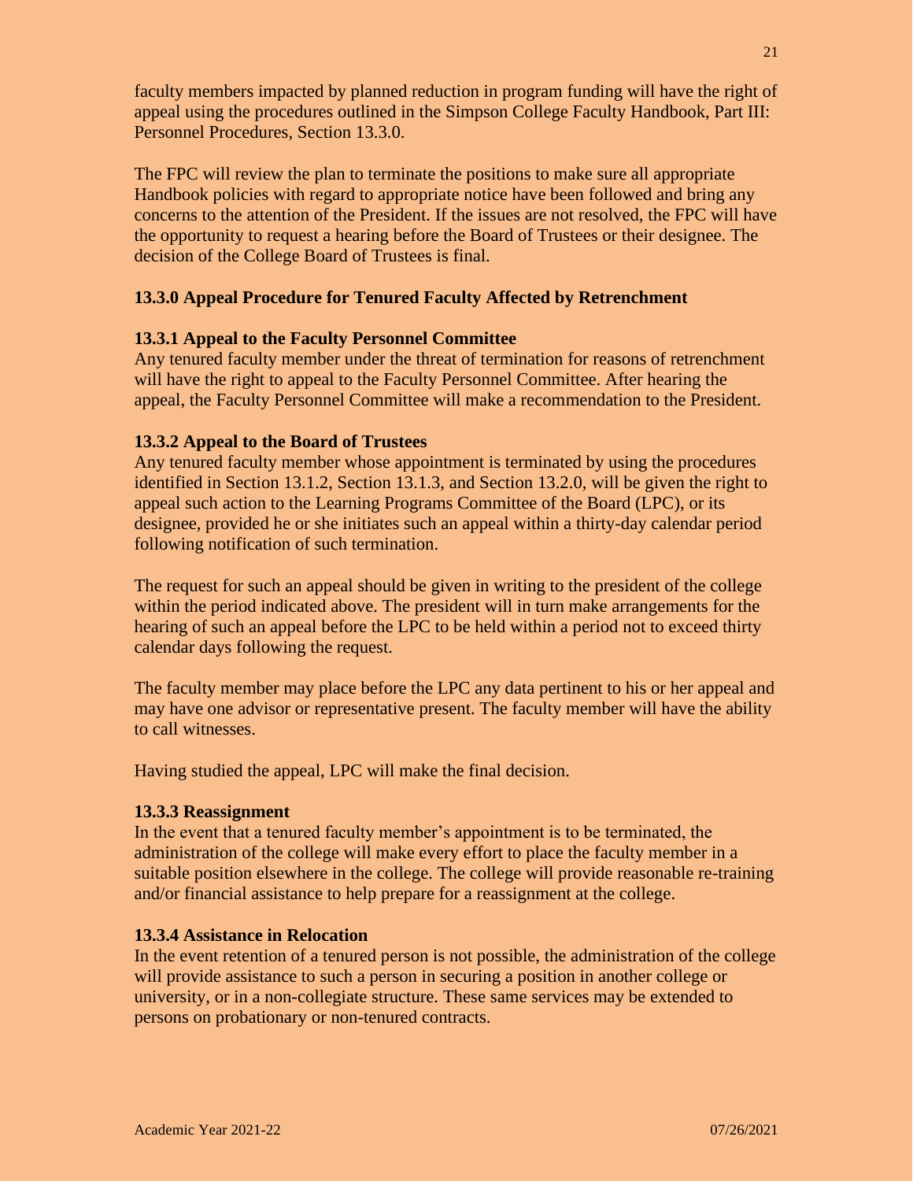faculty members impacted by planned reduction in program funding will have the right of appeal using the procedures outlined in the Simpson College Faculty Handbook, Part III: Personnel Procedures, Section 13.3.0.

The FPC will review the plan to terminate the positions to make sure all appropriate Handbook policies with regard to appropriate notice have been followed and bring any concerns to the attention of the President. If the issues are not resolved, the FPC will have the opportunity to request a hearing before the Board of Trustees or their designee. The decision of the College Board of Trustees is final.

### 13.3.0 Appeal Procedure for Tenured Faculty Affected by Retrenchment

#### 13.3.1 Appeal to the Faculty Personnel Committee

Any tenured faculty member under the threat of termination for reasons of retrenchment will have the right to appeal to the Faculty Personnel Committee. After hearing the appeal, the Faculty Personnel Committee will make a recommendation to the President.

#### 13.3.2 Appeal to the Board of Trustees

Any tenured faculty member whose appointment is terminated by using the procedures identified in Section 13.1.2, Section 13.1.3, and Section 13.2.0, will be given the right to appeal such action to the Learning Programs Committee of the Board (LPC), or its designee, provided he or she initiates such an appeal within a thirty-day calendar period following notification of such termination.

The request for such an appeal should be given in writing to the president of the college within the period indicated above. The president will in turn make arrangements for the hearing of such an appeal before the LPC to be held within a period not to exceed thirty calendar days following the request.

The faculty member may place before the LPC any data pertinent to his or her appeal and may have one advisor or representative present. The faculty member will have the ability to call witnesses.

Having studied the appeal, LPC will make the final decision.

#### 13.3.3 Reassignment

In the event that a tenured faculty member's appointment is to be terminated, the administration of the college will make every effort to place the faculty member in a suitable position elsewhere in the college. The college will provide reasonable re-training and/or financial assistance to help prepare for a reassignment at the college.

#### 13.3.4 Assistance in Relocation

In the event retention of a tenured person is not possible, the administration of the college will provide assistance to such a person in securing a position in another college or university, or in a non-collegiate structure. These same services may be extended to persons on probationary or non-tenured contracts.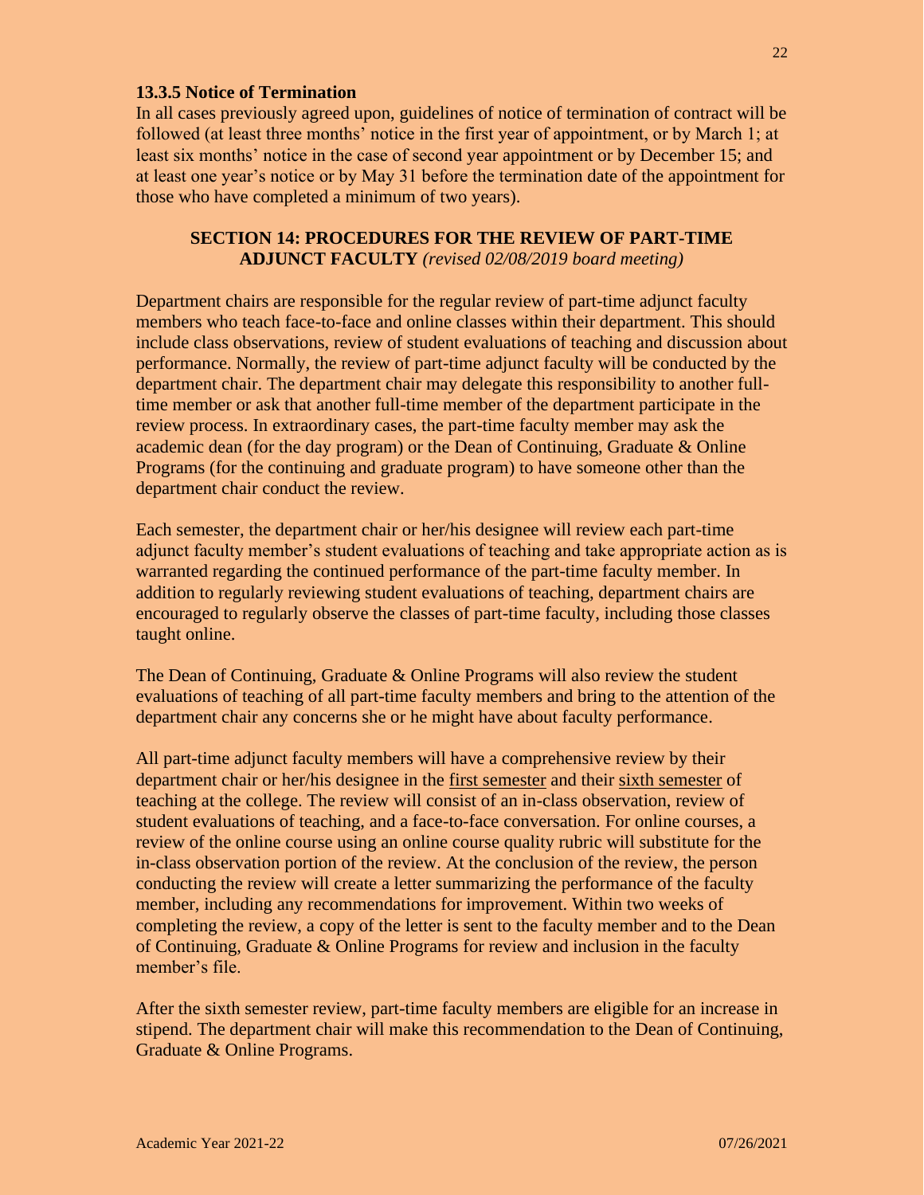**13.3.5 Notice of Termination**

In all cases previously agreed upon, guidelines of notice of termination of contract will be followed (at least three months' notice in the first year of appointment, or by March 1; at least six months' notice in the case of second year appointment or by December 15; and at least one year's notice or by May 31 before the termination date of the appointment for those who have completed a minimum of two years).

## SECTION 14: PROCEDURES FOR THE REVIEW OF PART-TIME ADJUNCT FACULTY *(revised 02/08/2019 board meeting)*

Department chairs are responsible for the regular review of part-time adjunct faculty members who teach face-to-face and online classes within their department. This should include class observations, review of student evaluations of teaching and discussion about performance. Normally, the review of part-time adjunct faculty will be conducted by the department chair. The department chair may delegate this responsibility to another full-time member or ask that another full-time member of the department participate in the review process. In extraordinary cases, the part-time faculty member may ask the academic dean (for the day program) or the Dean of Continuing, Graduate & Online Programs (for the continuing and graduate program) to have someone other than the department chair conduct the review.

Each semester, the department chair or her/his designee will review each part-time adjunct faculty member's student evaluations of teaching and take appropriate action as is warranted regarding the continued performance of the part-time faculty member. In addition to regularly reviewing student evaluations of teaching, department chairs are encouraged to regularly observe the classes of part-time faculty, including those classes taught online.

The Dean of Continuing, Graduate & Online Programs will also review the student evaluations of teaching of all part-time faculty members and bring to the attention of the department chair any concerns she or he might have about faculty performance.

All part-time adjunct faculty members will have a comprehensive review by their department chair or her/his designee in the first semester and their sixth semester of teaching at the college. The review will consist of an in-class observation, review of student evaluations of teaching, and a face-to-face conversation. For online courses, a review of the online course using an online course quality rubric will substitute for the in-class observation portion of the review. At the conclusion of the review, the person conducting the review will create a letter summarizing the performance of the faculty member, including any recommendations for improvement. Within two weeks of completing the review, a copy of the letter is sent to the faculty member and to the Dean of Continuing, Graduate & Online Programs for review and inclusion in the faculty member's file.

After the sixth semester review, part-time faculty members are eligible for an increase in stipend. The department chair will make this recommendation to the Dean of Continuing, Graduate & Online Programs.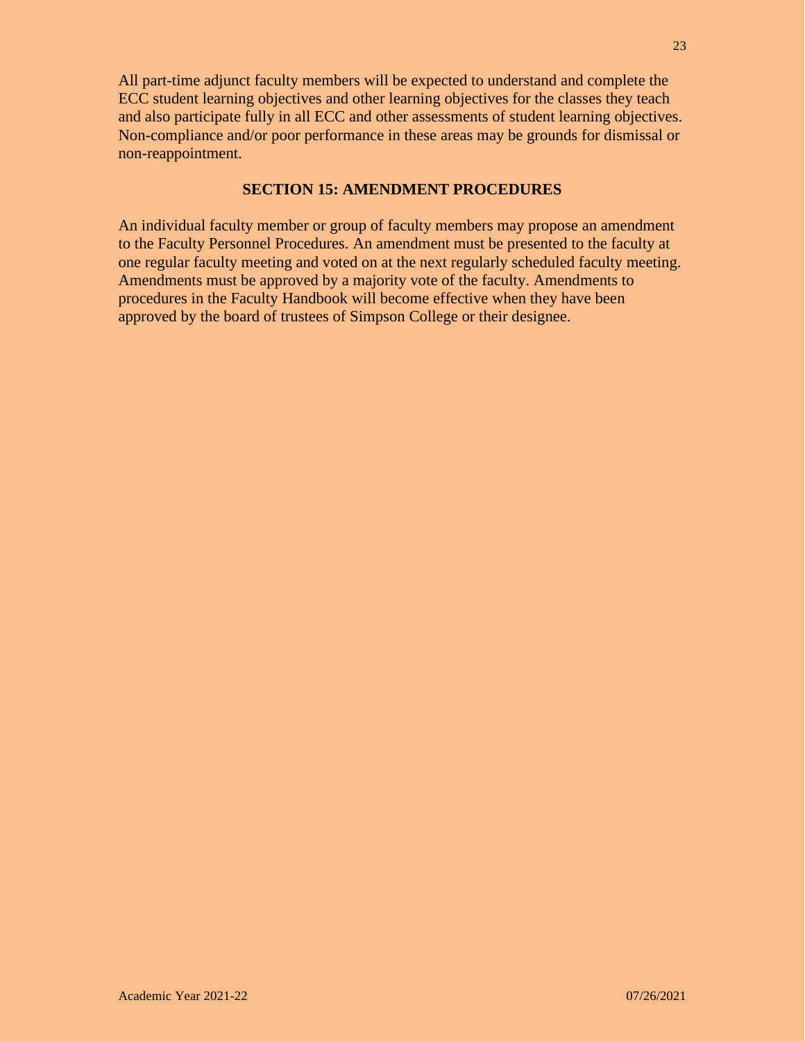All part-time adjunct faculty members will be expected to understand and complete the ECC student learning objectives and other learning objectives for the classes they teach and also participate fully in all ECC and other assessments of student learning objectives. Non-compliance and/or poor performance in these areas may be grounds for dismissal or non-reappointment.

## SECTION 15: AMENDMENT PROCEDURES

An individual faculty member or group of faculty members may propose an amendment to the Faculty Personnel Procedures. An amendment must be presented to the faculty at one regular faculty meeting and voted on at the next regularly scheduled faculty meeting. Amendments must be approved by a majority vote of the faculty. Amendments to procedures in the Faculty Handbook will become effective when they have been approved by the board of trustees of Simpson College or their designee.